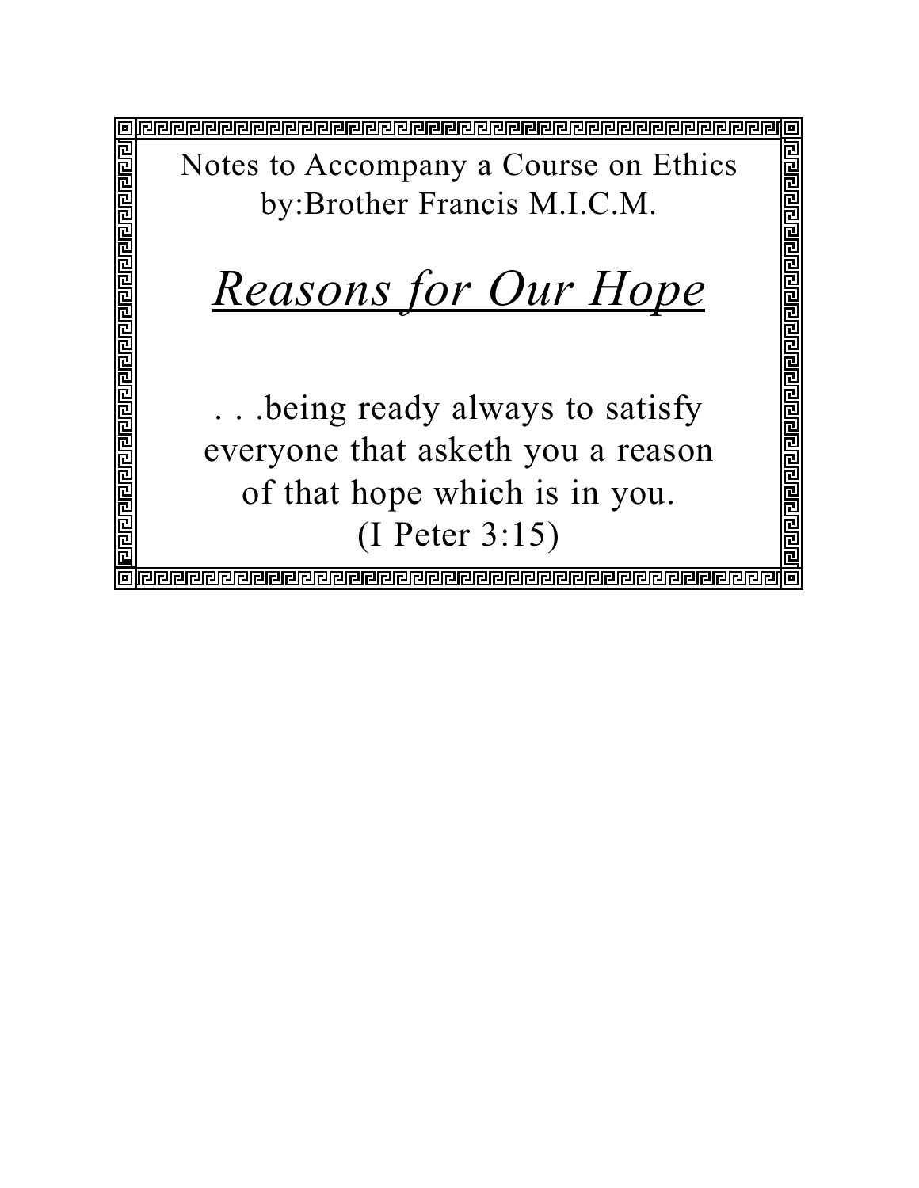Notes to Accompany a Course on Ethics
by:Brother Francis M.I.C.M.

# *Reasons for Our Hope*

. . .being ready always to satisfy everyone that asketh you a reason of that hope which is in you.
(I Peter 3:15)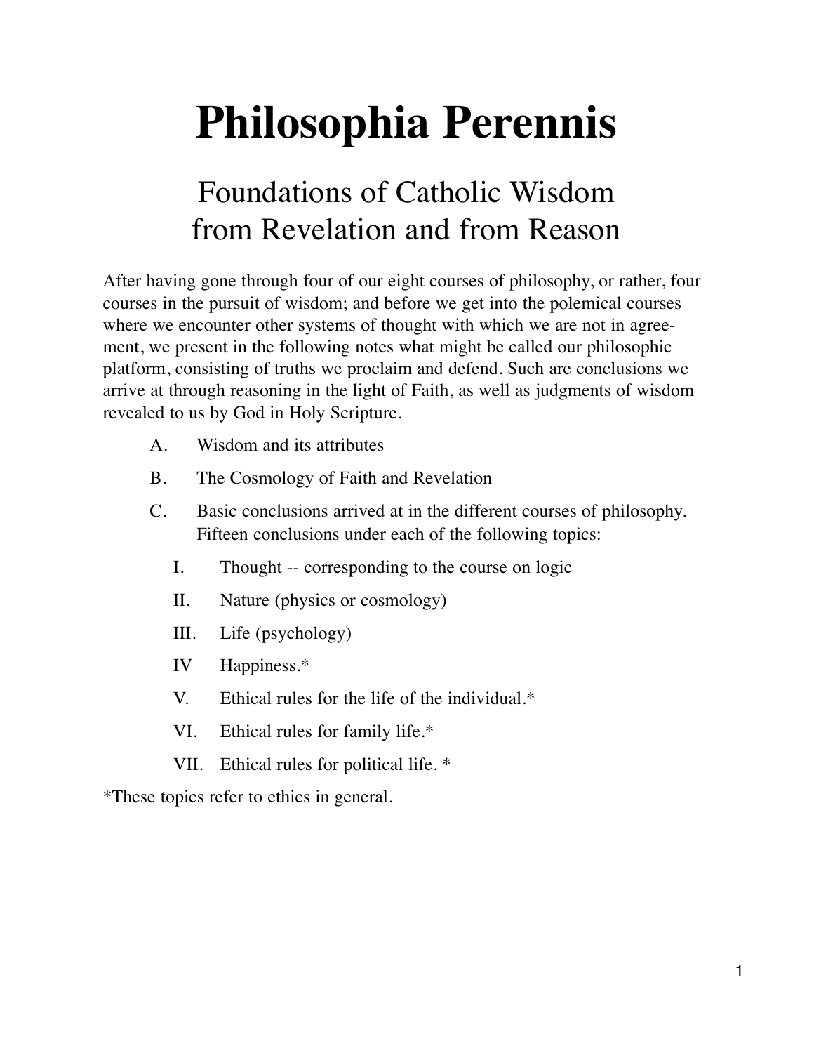# Philosophia Perennis

## Foundations of Catholic Wisdom from Revelation and from Reason

After having gone through four of our eight courses of philosophy, or rather, four courses in the pursuit of wisdom; and before we get into the polemical courses where we encounter other systems of thought with which we are not in agreement, we present in the following notes what might be called our philosophic platform, consisting of truths we proclaim and defend. Such are conclusions we arrive at through reasoning in the light of Faith, as well as judgments of wisdom revealed to us by God in Holy Scripture.

A. Wisdom and its attributes

B. The Cosmology of Faith and Revelation

C. Basic conclusions arrived at in the different courses of philosophy. Fifteen conclusions under each of the following topics:

   I. Thought -- corresponding to the course on logic

   II. Nature (physics or cosmology)

   III. Life (psychology)

   IV Happiness.*

   V. Ethical rules for the life of the individual.*

   VI. Ethical rules for family life.*

   VII. Ethical rules for political life. *

*These topics refer to ethics in general.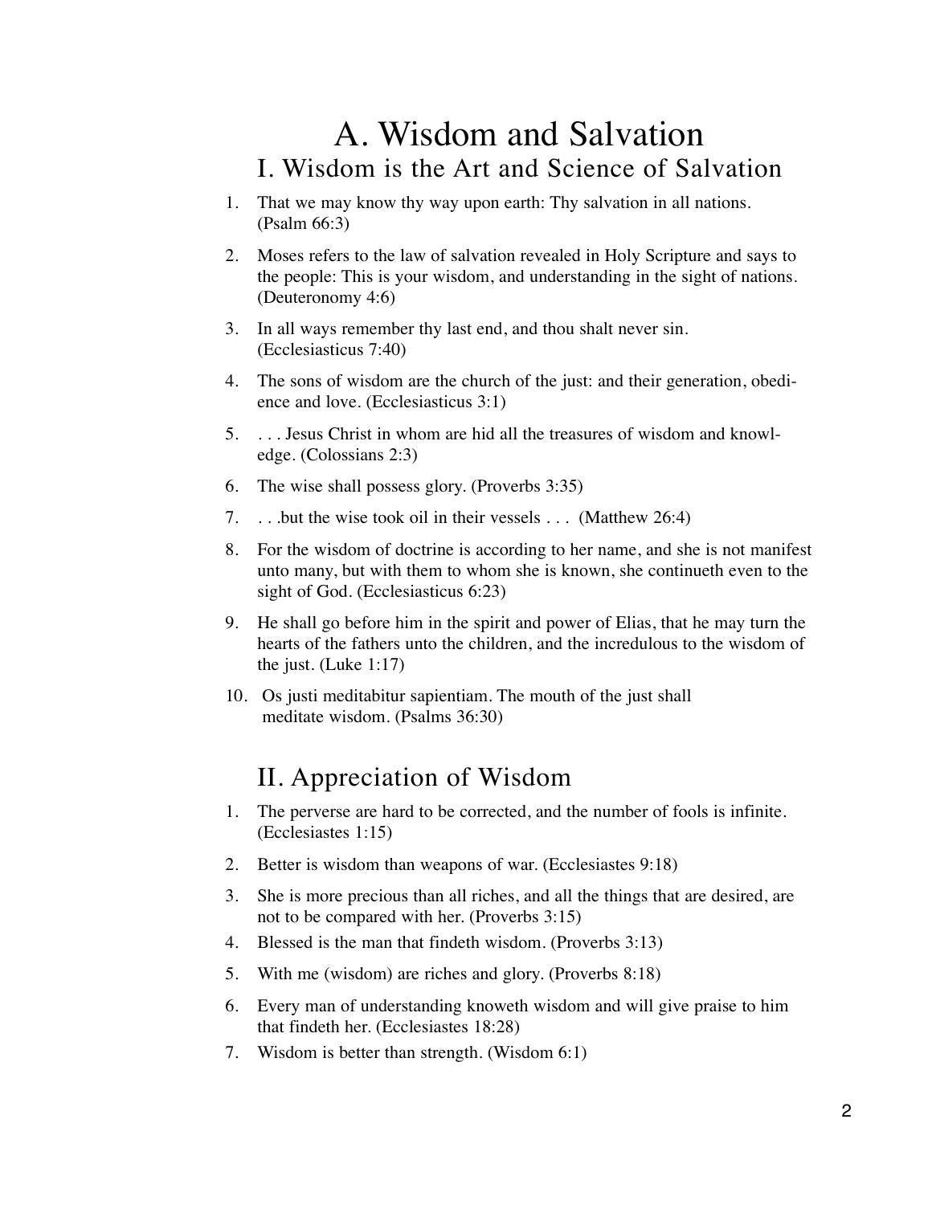# A. Wisdom and Salvation

## I. Wisdom is the Art and Science of Salvation

1. That we may know thy way upon earth: Thy salvation in all nations. (Psalm 66:3)
2. Moses refers to the law of salvation revealed in Holy Scripture and says to the people: This is your wisdom, and understanding in the sight of nations. (Deuteronomy 4:6)
3. In all ways remember thy last end, and thou shalt never sin. (Ecclesiasticus 7:40)
4. The sons of wisdom are the church of the just: and their generation, obedience and love. (Ecclesiasticus 3:1)
5. . . . Jesus Christ in whom are hid all the treasures of wisdom and knowledge. (Colossians 2:3)
6. The wise shall possess glory. (Proverbs 3:35)
7. . . .but the wise took oil in their vessels . . . (Matthew 26:4)
8. For the wisdom of doctrine is according to her name, and she is not manifest unto many, but with them to whom she is known, she continueth even to the sight of God. (Ecclesiasticus 6:23)
9. He shall go before him in the spirit and power of Elias, that he may turn the hearts of the fathers unto the children, and the incredulous to the wisdom of the just. (Luke 1:17)
10. Os justi meditabitur sapientiam. The mouth of the just shall meditate wisdom. (Psalms 36:30)

## II. Appreciation of Wisdom

1. The perverse are hard to be corrected, and the number of fools is infinite. (Ecclesiastes 1:15)
2. Better is wisdom than weapons of war. (Ecclesiastes 9:18)
3. She is more precious than all riches, and all the things that are desired, are not to be compared with her. (Proverbs 3:15)
4. Blessed is the man that findeth wisdom. (Proverbs 3:13)
5. With me (wisdom) are riches and glory. (Proverbs 8:18)
6. Every man of understanding knoweth wisdom and will give praise to him that findeth her. (Ecclesiastes 18:28)
7. Wisdom is better than strength. (Wisdom 6:1)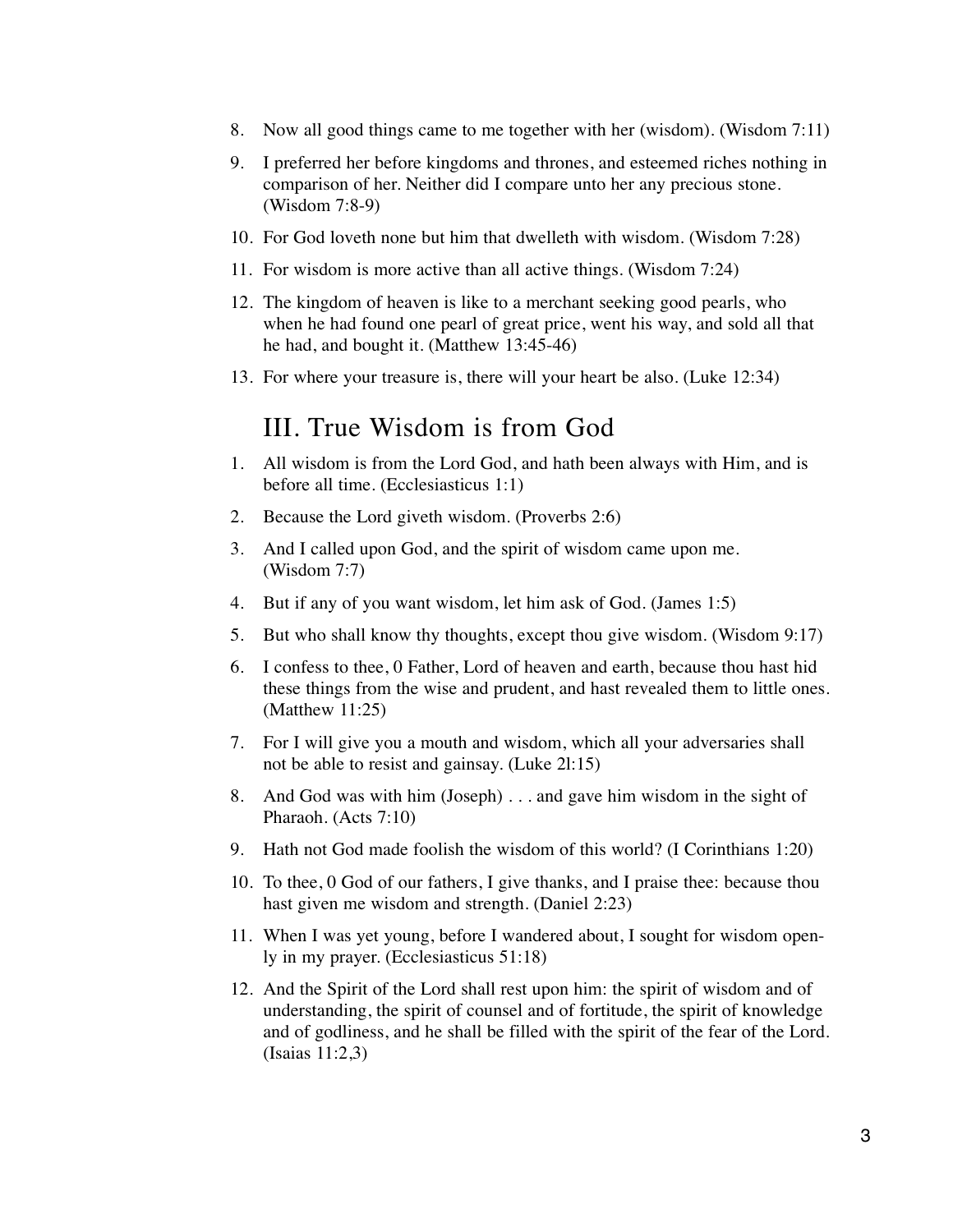8. Now all good things came to me together with her (wisdom). (Wisdom 7:11)

9. I preferred her before kingdoms and thrones, and esteemed riches nothing in comparison of her. Neither did I compare unto her any precious stone. (Wisdom 7:8-9)

10. For God loveth none but him that dwelleth with wisdom. (Wisdom 7:28)

11. For wisdom is more active than all active things. (Wisdom 7:24)

12. The kingdom of heaven is like to a merchant seeking good pearls, who when he had found one pearl of great price, went his way, and sold all that he had, and bought it. (Matthew 13:45-46)

13. For where your treasure is, there will your heart be also. (Luke 12:34)

## III. True Wisdom is from God

1. All wisdom is from the Lord God, and hath been always with Him, and is before all time. (Ecclesiasticus 1:1)

2. Because the Lord giveth wisdom. (Proverbs 2:6)

3. And I called upon God, and the spirit of wisdom came upon me. (Wisdom 7:7)

4. But if any of you want wisdom, let him ask of God. (James 1:5)

5. But who shall know thy thoughts, except thou give wisdom. (Wisdom 9:17)

6. I confess to thee, 0 Father, Lord of heaven and earth, because thou hast hid these things from the wise and prudent, and hast revealed them to little ones. (Matthew 11:25)

7. For I will give you a mouth and wisdom, which all your adversaries shall not be able to resist and gainsay. (Luke 2l:15)

8. And God was with him (Joseph) . . . and gave him wisdom in the sight of Pharaoh. (Acts 7:10)

9. Hath not God made foolish the wisdom of this world? (I Corinthians 1:20)

10. To thee, 0 God of our fathers, I give thanks, and I praise thee: because thou hast given me wisdom and strength. (Daniel 2:23)

11. When I was yet young, before I wandered about, I sought for wisdom openly in my prayer. (Ecclesiasticus 51:18)

12. And the Spirit of the Lord shall rest upon him: the spirit of wisdom and of understanding, the spirit of counsel and of fortitude, the spirit of knowledge and of godliness, and he shall be filled with the spirit of the fear of the Lord. (Isaias 11:2,3)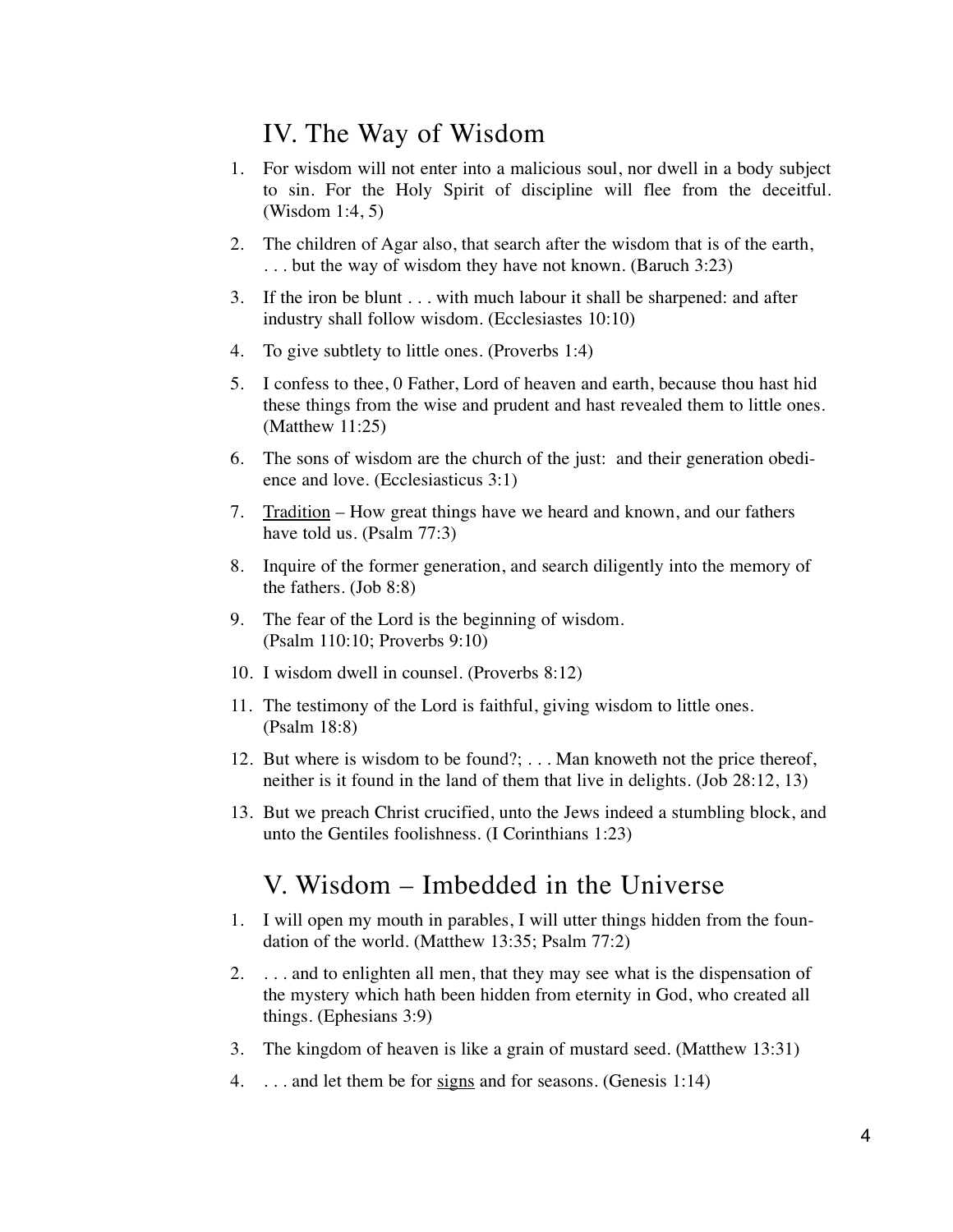## IV. The Way of Wisdom

1. For wisdom will not enter into a malicious soul, nor dwell in a body subject to sin. For the Holy Spirit of discipline will flee from the deceitful. (Wisdom 1:4, 5)

2. The children of Agar also, that search after the wisdom that is of the earth, . . . but the way of wisdom they have not known. (Baruch 3:23)

3. If the iron be blunt . . . with much labour it shall be sharpened: and after industry shall follow wisdom. (Ecclesiastes 10:10)

4. To give subtlety to little ones. (Proverbs 1:4)

5. I confess to thee, 0 Father, Lord of heaven and earth, because thou hast hid these things from the wise and prudent and hast revealed them to little ones. (Matthew 11:25)

6. The sons of wisdom are the church of the just: and their generation obedience and love. (Ecclesiasticus 3:1)

7. <u>Tradition</u> – How great things have we heard and known, and our fathers have told us. (Psalm 77:3)

8. Inquire of the former generation, and search diligently into the memory of the fathers. (Job 8:8)

9. The fear of the Lord is the beginning of wisdom. (Psalm 110:10; Proverbs 9:10)

10. I wisdom dwell in counsel. (Proverbs 8:12)

11. The testimony of the Lord is faithful, giving wisdom to little ones. (Psalm 18:8)

12. But where is wisdom to be found?; . . . Man knoweth not the price thereof, neither is it found in the land of them that live in delights. (Job 28:12, 13)

13. But we preach Christ crucified, unto the Jews indeed a stumbling block, and unto the Gentiles foolishness. (I Corinthians 1:23)

## V. Wisdom – Imbedded in the Universe

1. I will open my mouth in parables, I will utter things hidden from the foundation of the world. (Matthew 13:35; Psalm 77:2)

2. . . . and to enlighten all men, that they may see what is the dispensation of the mystery which hath been hidden from eternity in God, who created all things. (Ephesians 3:9)

3. The kingdom of heaven is like a grain of mustard seed. (Matthew 13:31)

4. . . . and let them be for <u>signs</u> and for seasons. (Genesis 1:14)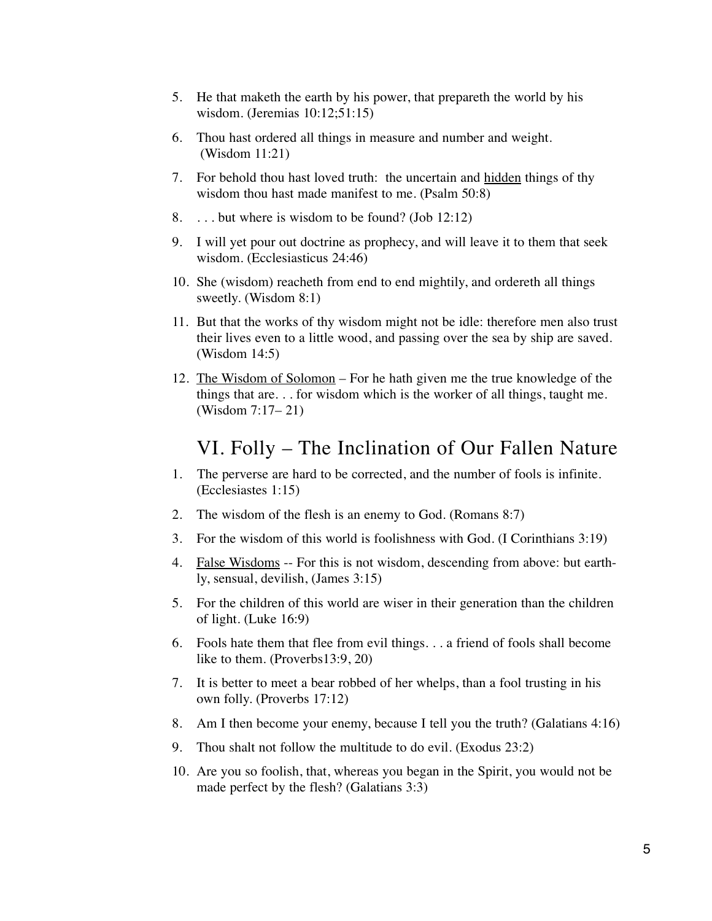5. He that maketh the earth by his power, that prepareth the world by his wisdom. (Jeremias 10:12;51:15)
6. Thou hast ordered all things in measure and number and weight. (Wisdom 11:21)
7. For behold thou hast loved truth: the uncertain and <u>hidden</u> things of thy wisdom thou hast made manifest to me. (Psalm 50:8)
8. . . . but where is wisdom to be found? (Job 12:12)
9. I will yet pour out doctrine as prophecy, and will leave it to them that seek wisdom. (Ecclesiasticus 24:46)
10. She (wisdom) reacheth from end to end mightily, and ordereth all things sweetly. (Wisdom 8:1)
11. But that the works of thy wisdom might not be idle: therefore men also trust their lives even to a little wood, and passing over the sea by ship are saved. (Wisdom 14:5)
12. <u>The Wisdom of Solomon</u> – For he hath given me the true knowledge of the things that are. . . for wisdom which is the worker of all things, taught me. (Wisdom 7:17– 21)

## VI. Folly – The Inclination of Our Fallen Nature

1. The perverse are hard to be corrected, and the number of fools is infinite. (Ecclesiastes 1:15)
2. The wisdom of the flesh is an enemy to God. (Romans 8:7)
3. For the wisdom of this world is foolishness with God. (I Corinthians 3:19)
4. <u>False Wisdoms</u> -- For this is not wisdom, descending from above: but earthly, sensual, devilish, (James 3:15)
5. For the children of this world are wiser in their generation than the children of light. (Luke 16:9)
6. Fools hate them that flee from evil things. . . a friend of fools shall become like to them. (Proverbs13:9, 20)
7. It is better to meet a bear robbed of her whelps, than a fool trusting in his own folly. (Proverbs 17:12)
8. Am I then become your enemy, because I tell you the truth? (Galatians 4:16)
9. Thou shalt not follow the multitude to do evil. (Exodus 23:2)
10. Are you so foolish, that, whereas you began in the Spirit, you would not be made perfect by the flesh? (Galatians 3:3)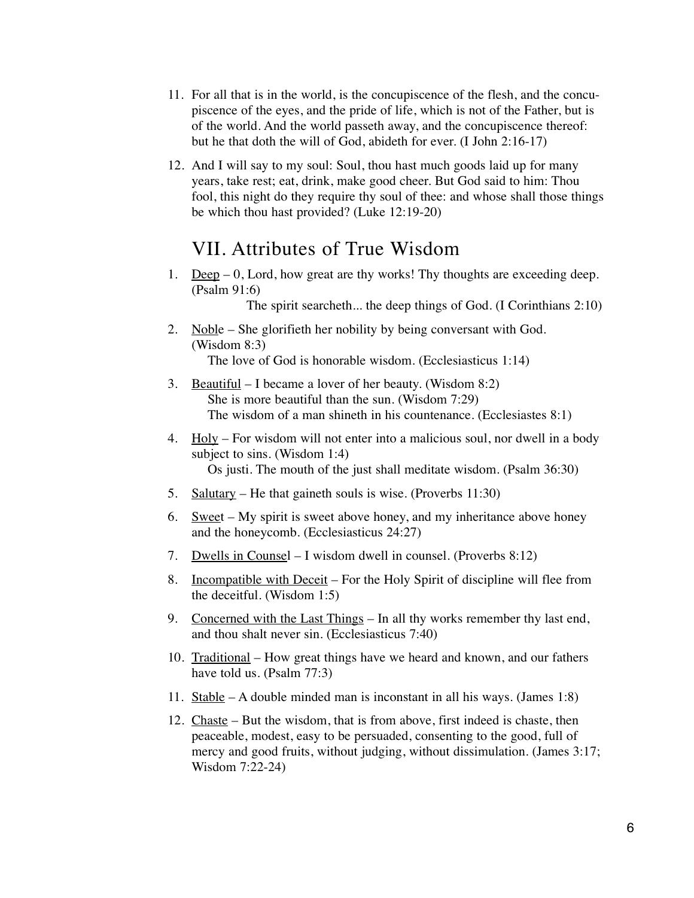11. For all that is in the world, is the concupiscence of the flesh, and the concupiscence of the eyes, and the pride of life, which is not of the Father, but is of the world. And the world passeth away, and the concupiscence thereof: but he that doth the will of God, abideth for ever. (I John 2:16-17)

12. And I will say to my soul: Soul, thou hast much goods laid up for many years, take rest; eat, drink, make good cheer. But God said to him: Thou fool, this night do they require thy soul of thee: and whose shall those things be which thou hast provided? (Luke 12:19-20)

## VII. Attributes of True Wisdom

1. <u>Deep</u> – 0, Lord, how great are thy works! Thy thoughts are exceeding deep. (Psalm 91:6)
   The spirit searcheth... the deep things of God. (I Corinthians 2:10)

2. <u>Noble</u> – She glorifieth her nobility by being conversant with God. (Wisdom 8:3)
   The love of God is honorable wisdom. (Ecclesiasticus 1:14)

3. <u>Beautiful</u> – I became a lover of her beauty. (Wisdom 8:2)
   She is more beautiful than the sun. (Wisdom 7:29)
   The wisdom of a man shineth in his countenance. (Ecclesiastes 8:1)

4. <u>Holy</u> – For wisdom will not enter into a malicious soul, nor dwell in a body subject to sins. (Wisdom 1:4)
   Os justi. The mouth of the just shall meditate wisdom. (Psalm 36:30)

5. <u>Salutary</u> – He that gaineth souls is wise. (Proverbs 11:30)

6. <u>Sweet</u> – My spirit is sweet above honey, and my inheritance above honey and the honeycomb. (Ecclesiasticus 24:27)

7. <u>Dwells in Counsel</u> – I wisdom dwell in counsel. (Proverbs 8:12)

8. <u>Incompatible with Deceit</u> – For the Holy Spirit of discipline will flee from the deceitful. (Wisdom 1:5)

9. <u>Concerned with the Last Things</u> – In all thy works remember thy last end, and thou shalt never sin. (Ecclesiasticus 7:40)

10. <u>Traditional</u> – How great things have we heard and known, and our fathers have told us. (Psalm 77:3)

11. <u>Stable</u> – A double minded man is inconstant in all his ways. (James 1:8)

12. <u>Chaste</u> – But the wisdom, that is from above, first indeed is chaste, then peaceable, modest, easy to be persuaded, consenting to the good, full of mercy and good fruits, without judging, without dissimulation. (James 3:17; Wisdom 7:22-24)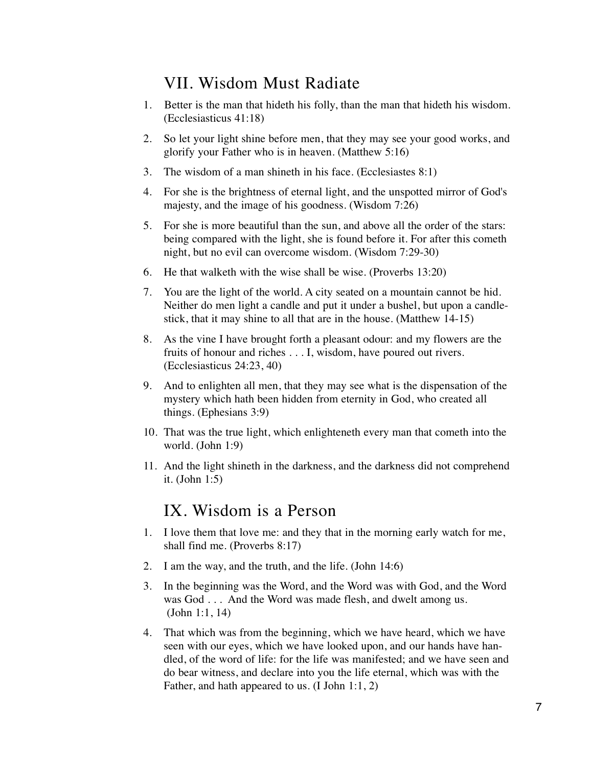## VII. Wisdom Must Radiate

1. Better is the man that hideth his folly, than the man that hideth his wisdom. (Ecclesiasticus 41:18)
2. So let your light shine before men, that they may see your good works, and glorify your Father who is in heaven. (Matthew 5:16)
3. The wisdom of a man shineth in his face. (Ecclesiastes 8:1)
4. For she is the brightness of eternal light, and the unspotted mirror of God's majesty, and the image of his goodness. (Wisdom 7:26)
5. For she is more beautiful than the sun, and above all the order of the stars: being compared with the light, she is found before it. For after this cometh night, but no evil can overcome wisdom. (Wisdom 7:29-30)
6. He that walketh with the wise shall be wise. (Proverbs 13:20)
7. You are the light of the world. A city seated on a mountain cannot be hid. Neither do men light a candle and put it under a bushel, but upon a candle-stick, that it may shine to all that are in the house. (Matthew 14-15)
8. As the vine I have brought forth a pleasant odour: and my flowers are the fruits of honour and riches . . . I, wisdom, have poured out rivers. (Ecclesiasticus 24:23, 40)
9. And to enlighten all men, that they may see what is the dispensation of the mystery which hath been hidden from eternity in God, who created all things. (Ephesians 3:9)
10. That was the true light, which enlighteneth every man that cometh into the world. (John 1:9)
11. And the light shineth in the darkness, and the darkness did not comprehend it. (John 1:5)

## IX. Wisdom is a Person

1. I love them that love me: and they that in the morning early watch for me, shall find me. (Proverbs 8:17)
2. I am the way, and the truth, and the life. (John 14:6)
3. In the beginning was the Word, and the Word was with God, and the Word was God . . . And the Word was made flesh, and dwelt among us. (John 1:1, 14)
4. That which was from the beginning, which we have heard, which we have seen with our eyes, which we have looked upon, and our hands have handled, of the word of life: for the life was manifested; and we have seen and do bear witness, and declare into you the life eternal, which was with the Father, and hath appeared to us. (I John 1:1, 2)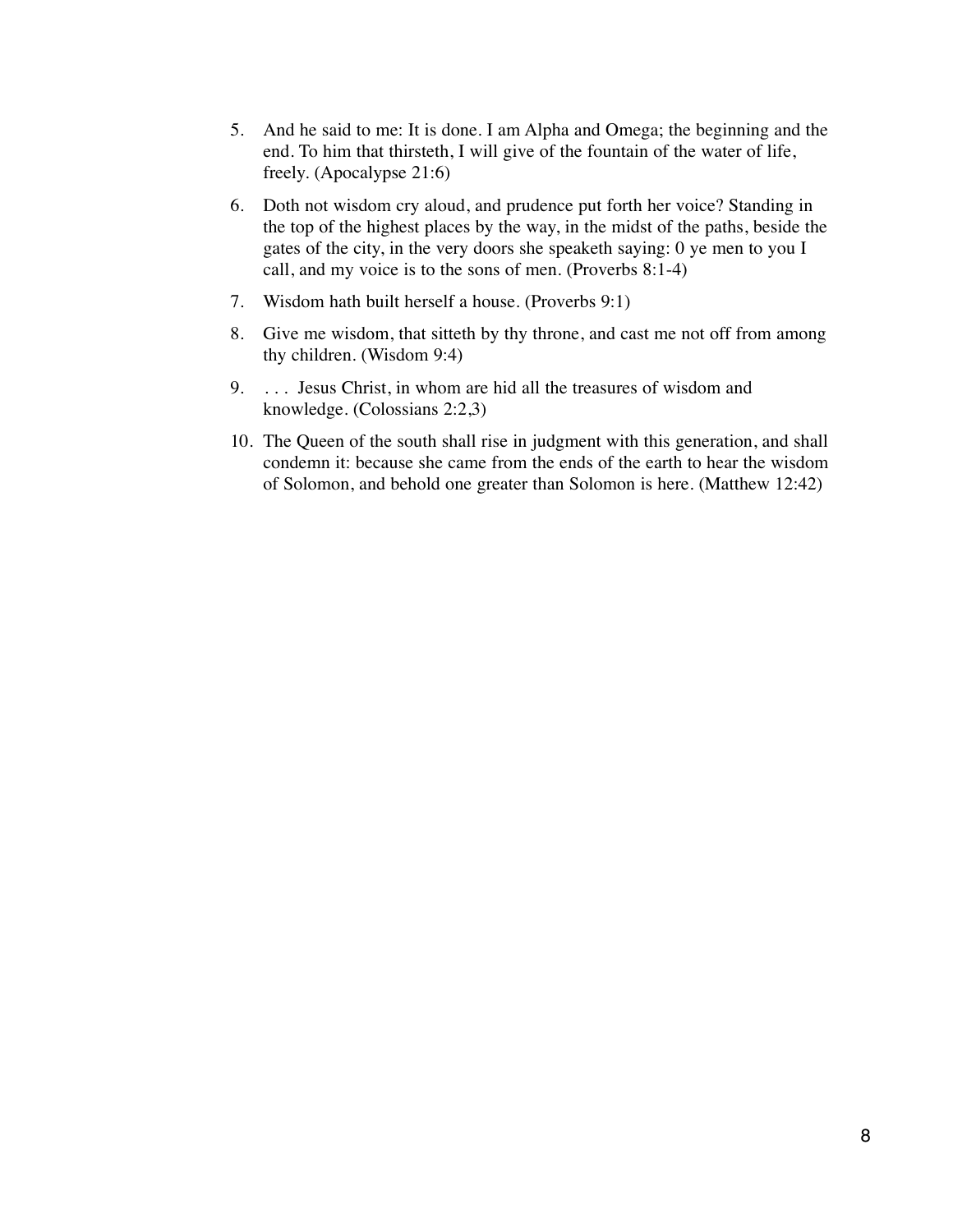5. And he said to me: It is done. I am Alpha and Omega; the beginning and the end. To him that thirsteth, I will give of the fountain of the water of life, freely. (Apocalypse 21:6)
6. Doth not wisdom cry aloud, and prudence put forth her voice? Standing in the top of the highest places by the way, in the midst of the paths, beside the gates of the city, in the very doors she speaketh saying: 0 ye men to you I call, and my voice is to the sons of men. (Proverbs 8:1-4)
7. Wisdom hath built herself a house. (Proverbs 9:1)
8. Give me wisdom, that sitteth by thy throne, and cast me not off from among thy children. (Wisdom 9:4)
9. . . . Jesus Christ, in whom are hid all the treasures of wisdom and knowledge. (Colossians 2:2,3)
10. The Queen of the south shall rise in judgment with this generation, and shall condemn it: because she came from the ends of the earth to hear the wisdom of Solomon, and behold one greater than Solomon is here. (Matthew 12:42)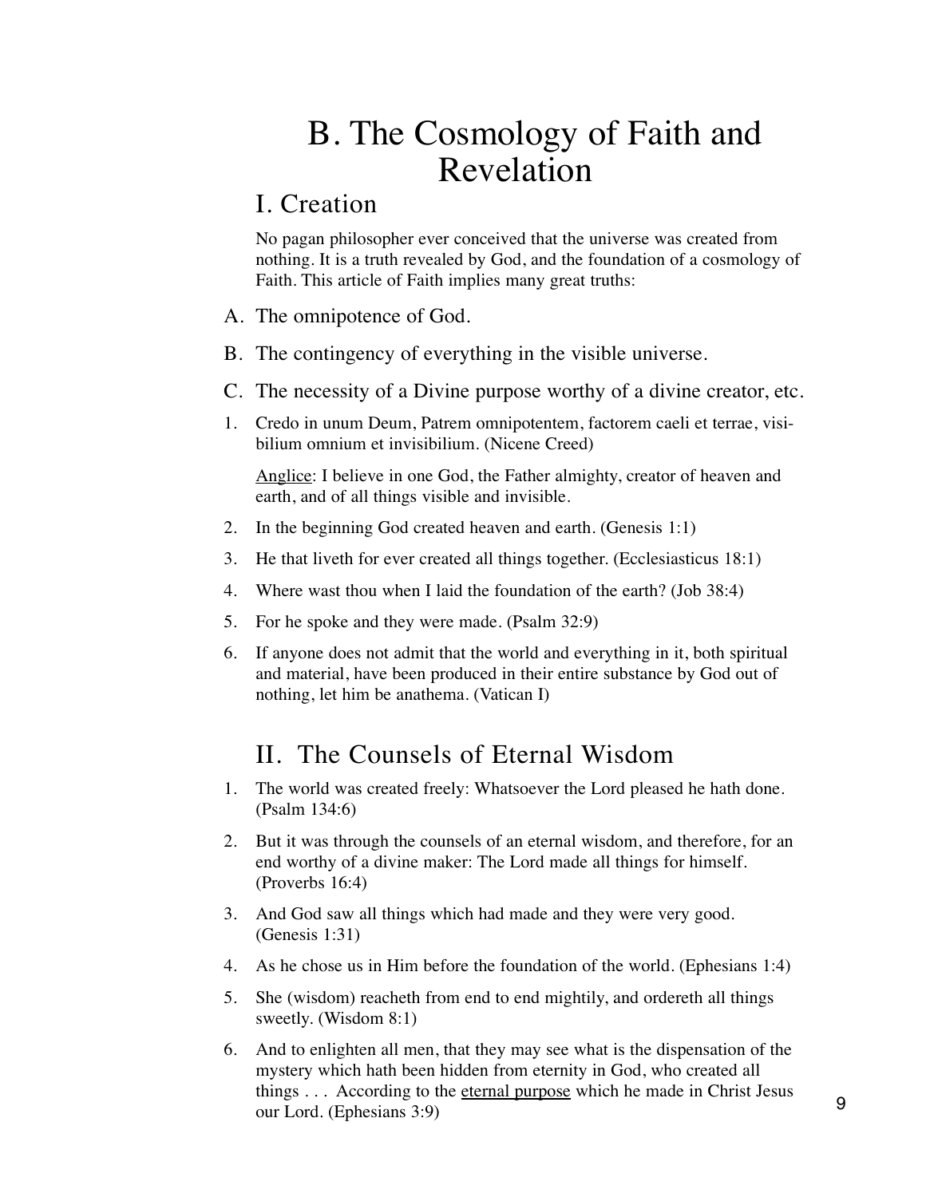# B. The Cosmology of Faith and Revelation

## I. Creation

No pagan philosopher ever conceived that the universe was created from nothing. It is a truth revealed by God, and the foundation of a cosmology of Faith. This article of Faith implies many great truths:

A. The omnipotence of God.

B. The contingency of everything in the visible universe.

C. The necessity of a Divine purpose worthy of a divine creator, etc.

1. Credo in unum Deum, Patrem omnipotentem, factorem caeli et terrae, visibilium omnium et invisibilium. (Nicene Creed)

   <u>Anglice</u>: I believe in one God, the Father almighty, creator of heaven and earth, and of all things visible and invisible.

2. In the beginning God created heaven and earth. (Genesis 1:1)
3. He that liveth for ever created all things together. (Ecclesiasticus 18:1)
4. Where wast thou when I laid the foundation of the earth? (Job 38:4)
5. For he spoke and they were made. (Psalm 32:9)
6. If anyone does not admit that the world and everything in it, both spiritual and material, have been produced in their entire substance by God out of nothing, let him be anathema. (Vatican I)

## II. The Counsels of Eternal Wisdom

1. The world was created freely: Whatsoever the Lord pleased he hath done. (Psalm 134:6)
2. But it was through the counsels of an eternal wisdom, and therefore, for an end worthy of a divine maker: The Lord made all things for himself. (Proverbs 16:4)
3. And God saw all things which had made and they were very good. (Genesis 1:31)
4. As he chose us in Him before the foundation of the world. (Ephesians 1:4)
5. She (wisdom) reacheth from end to end mightily, and ordereth all things sweetly. (Wisdom 8:1)
6. And to enlighten all men, that they may see what is the dispensation of the mystery which hath been hidden from eternity in God, who created all things . . . According to the <u>eternal purpose</u> which he made in Christ Jesus our Lord. (Ephesians 3:9)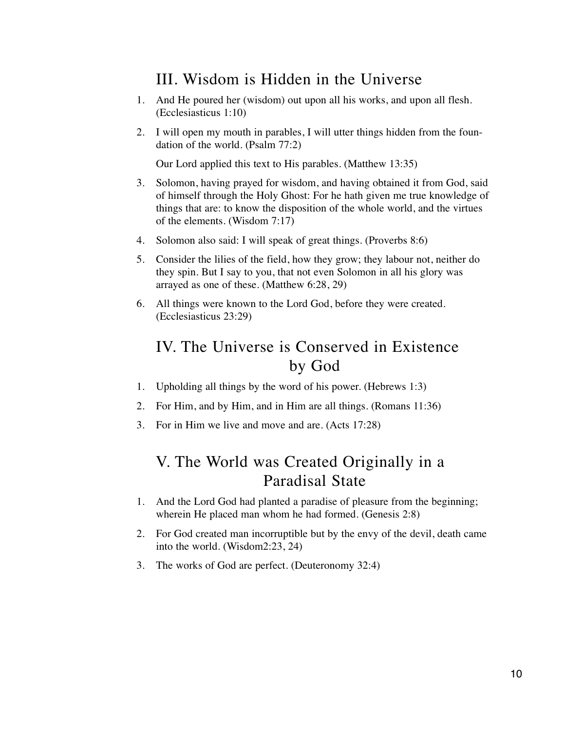## III. Wisdom is Hidden in the Universe

1. And He poured her (wisdom) out upon all his works, and upon all flesh. (Ecclesiasticus 1:10)
2. I will open my mouth in parables, I will utter things hidden from the foundation of the world. (Psalm 77:2)

   Our Lord applied this text to His parables. (Matthew 13:35)
3. Solomon, having prayed for wisdom, and having obtained it from God, said of himself through the Holy Ghost: For he hath given me true knowledge of things that are: to know the disposition of the whole world, and the virtues of the elements. (Wisdom 7:17)
4. Solomon also said: I will speak of great things. (Proverbs 8:6)
5. Consider the lilies of the field, how they grow; they labour not, neither do they spin. But I say to you, that not even Solomon in all his glory was arrayed as one of these. (Matthew 6:28, 29)
6. All things were known to the Lord God, before they were created. (Ecclesiasticus 23:29)

## IV. The Universe is Conserved in Existence by God

1. Upholding all things by the word of his power. (Hebrews 1:3)
2. For Him, and by Him, and in Him are all things. (Romans 11:36)
3. For in Him we live and move and are. (Acts 17:28)

## V. The World was Created Originally in a Paradisal State

1. And the Lord God had planted a paradise of pleasure from the beginning; wherein He placed man whom he had formed. (Genesis 2:8)
2. For God created man incorruptible but by the envy of the devil, death came into the world. (Wisdom2:23, 24)
3. The works of God are perfect. (Deuteronomy 32:4)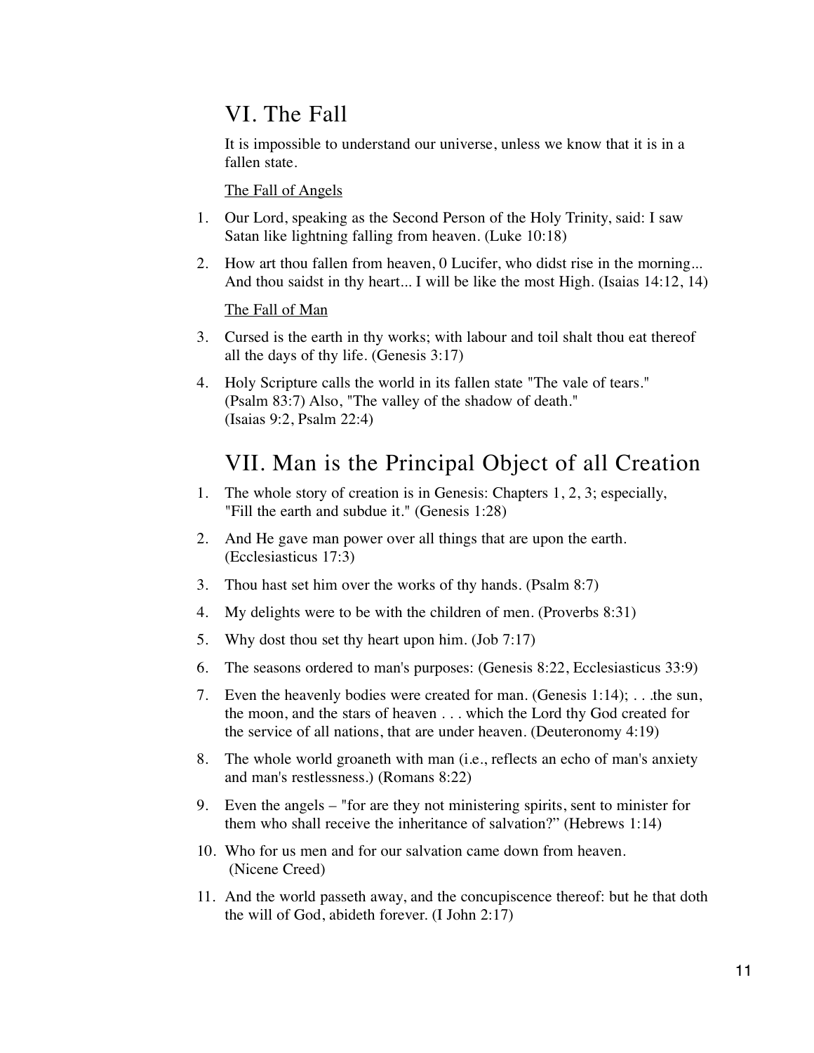## VI. The Fall

It is impossible to understand our universe, unless we know that it is in a fallen state.

The Fall of Angels

1. Our Lord, speaking as the Second Person of the Holy Trinity, said: I saw Satan like lightning falling from heaven. (Luke 10:18)
2. How art thou fallen from heaven, 0 Lucifer, who didst rise in the morning... And thou saidst in thy heart... I will be like the most High. (Isaias 14:12, 14)

The Fall of Man

3. Cursed is the earth in thy works; with labour and toil shalt thou eat thereof all the days of thy life. (Genesis 3:17)
4. Holy Scripture calls the world in its fallen state "The vale of tears." (Psalm 83:7) Also, "The valley of the shadow of death." (Isaias 9:2, Psalm 22:4)

## VII. Man is the Principal Object of all Creation

1. The whole story of creation is in Genesis: Chapters 1, 2, 3; especially, "Fill the earth and subdue it." (Genesis 1:28)
2. And He gave man power over all things that are upon the earth. (Ecclesiasticus 17:3)
3. Thou hast set him over the works of thy hands. (Psalm 8:7)
4. My delights were to be with the children of men. (Proverbs 8:31)
5. Why dost thou set thy heart upon him. (Job 7:17)
6. The seasons ordered to man's purposes: (Genesis 8:22, Ecclesiasticus 33:9)
7. Even the heavenly bodies were created for man. (Genesis 1:14); . . .the sun, the moon, and the stars of heaven . . . which the Lord thy God created for the service of all nations, that are under heaven. (Deuteronomy 4:19)
8. The whole world groaneth with man (i.e., reflects an echo of man's anxiety and man's restlessness.) (Romans 8:22)
9. Even the angels – "for are they not ministering spirits, sent to minister for them who shall receive the inheritance of salvation?" (Hebrews 1:14)
10. Who for us men and for our salvation came down from heaven. (Nicene Creed)
11. And the world passeth away, and the concupiscence thereof: but he that doth the will of God, abideth forever. (I John 2:17)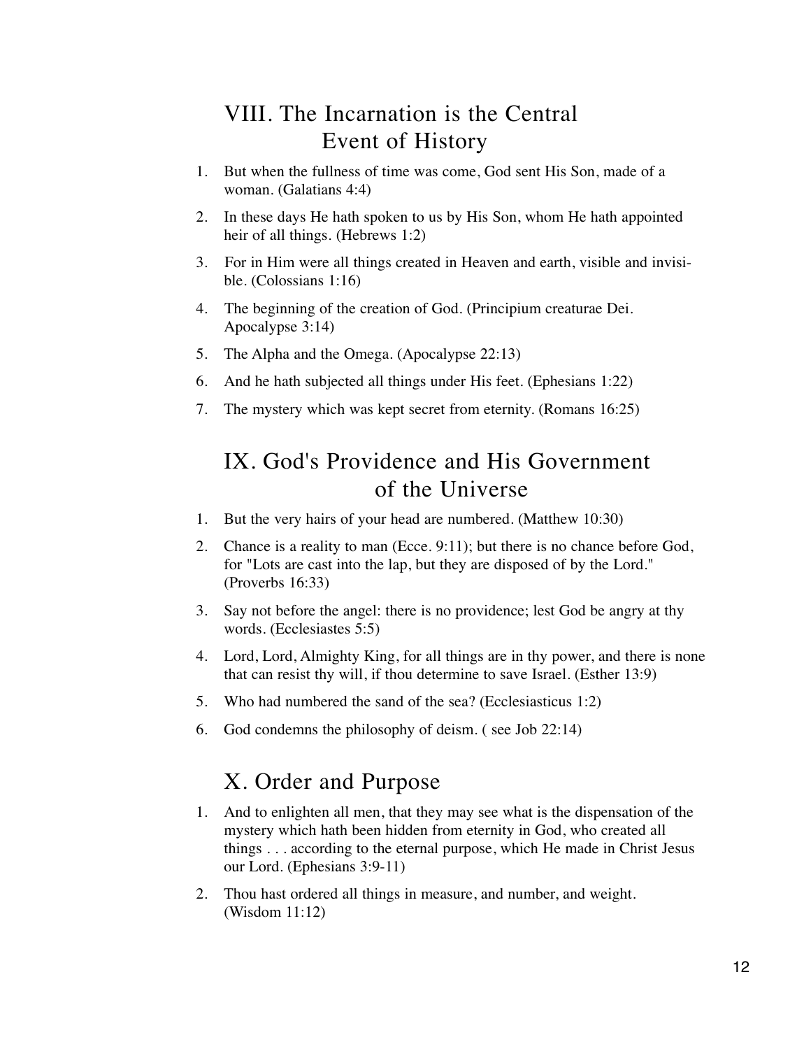## VIII. The Incarnation is the Central Event of History

1. But when the fullness of time was come, God sent His Son, made of a woman. (Galatians 4:4)
2. In these days He hath spoken to us by His Son, whom He hath appointed heir of all things. (Hebrews 1:2)
3. For in Him were all things created in Heaven and earth, visible and invisible. (Colossians 1:16)
4. The beginning of the creation of God. (Principium creaturae Dei. Apocalypse 3:14)
5. The Alpha and the Omega. (Apocalypse 22:13)
6. And he hath subjected all things under His feet. (Ephesians 1:22)
7. The mystery which was kept secret from eternity. (Romans 16:25)

## IX. God's Providence and His Government of the Universe

1. But the very hairs of your head are numbered. (Matthew 10:30)
2. Chance is a reality to man (Ecce. 9:11); but there is no chance before God, for "Lots are cast into the lap, but they are disposed of by the Lord." (Proverbs 16:33)
3. Say not before the angel: there is no providence; lest God be angry at thy words. (Ecclesiastes 5:5)
4. Lord, Lord, Almighty King, for all things are in thy power, and there is none that can resist thy will, if thou determine to save Israel. (Esther 13:9)
5. Who had numbered the sand of the sea? (Ecclesiasticus 1:2)
6. God condemns the philosophy of deism. ( see Job 22:14)

## X. Order and Purpose

1. And to enlighten all men, that they may see what is the dispensation of the mystery which hath been hidden from eternity in God, who created all things . . . according to the eternal purpose, which He made in Christ Jesus our Lord. (Ephesians 3:9-11)
2. Thou hast ordered all things in measure, and number, and weight. (Wisdom 11:12)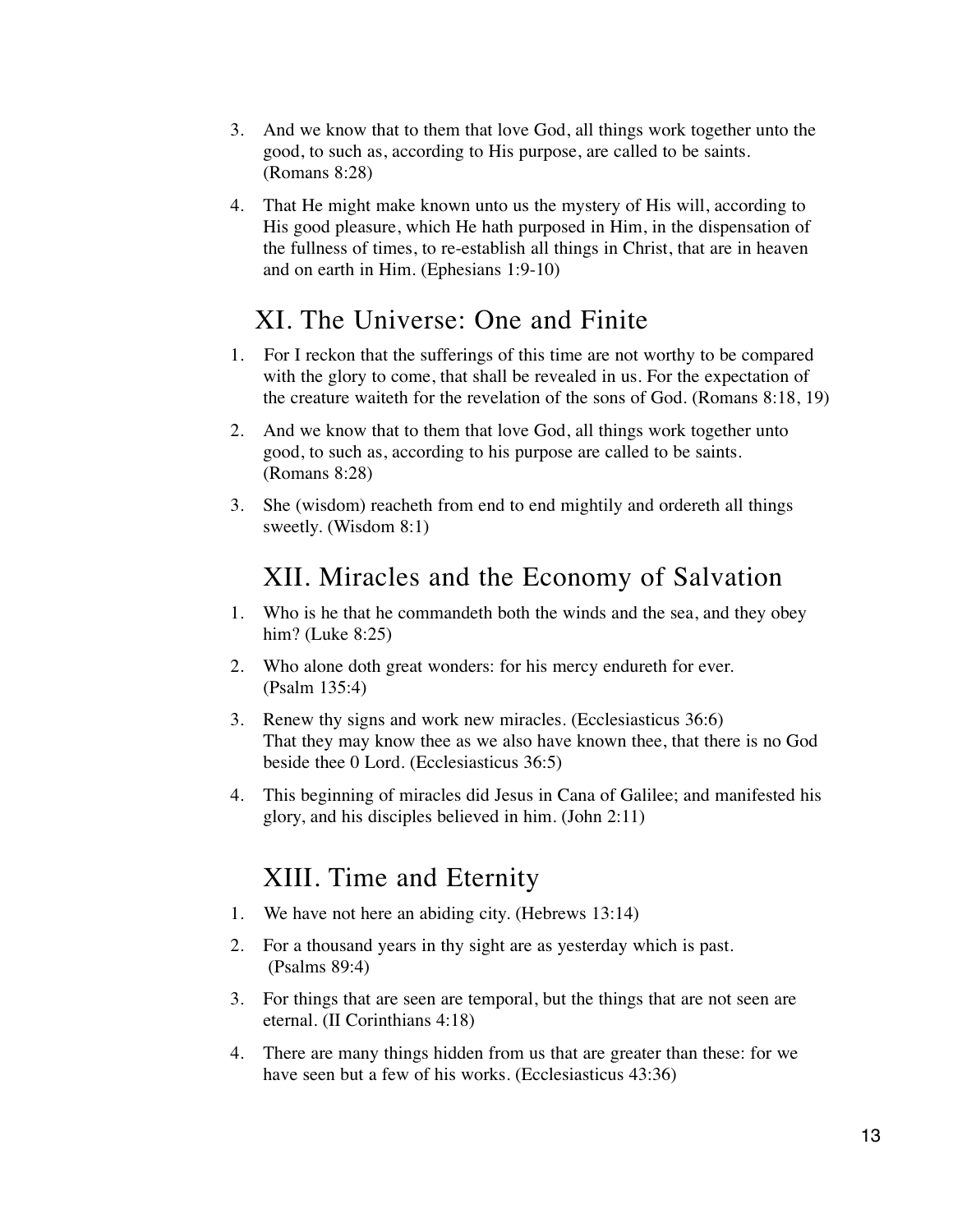3. And we know that to them that love God, all things work together unto the good, to such as, according to His purpose, are called to be saints. (Romans 8:28)

4. That He might make known unto us the mystery of His will, according to His good pleasure, which He hath purposed in Him, in the dispensation of the fullness of times, to re-establish all things in Christ, that are in heaven and on earth in Him. (Ephesians 1:9-10)

## XI. The Universe: One and Finite

1. For I reckon that the sufferings of this time are not worthy to be compared with the glory to come, that shall be revealed in us. For the expectation of the creature waiteth for the revelation of the sons of God. (Romans 8:18, 19)

2. And we know that to them that love God, all things work together unto good, to such as, according to his purpose are called to be saints. (Romans 8:28)

3. She (wisdom) reacheth from end to end mightily and ordereth all things sweetly. (Wisdom 8:1)

## XII. Miracles and the Economy of Salvation

1. Who is he that he commandeth both the winds and the sea, and they obey him? (Luke 8:25)

2. Who alone doth great wonders: for his mercy endureth for ever. (Psalm 135:4)

3. Renew thy signs and work new miracles. (Ecclesiasticus 36:6)
   That they may know thee as we also have known thee, that there is no God beside thee 0 Lord. (Ecclesiasticus 36:5)

4. This beginning of miracles did Jesus in Cana of Galilee; and manifested his glory, and his disciples believed in him. (John 2:11)

## XIII. Time and Eternity

1. We have not here an abiding city. (Hebrews 13:14)

2. For a thousand years in thy sight are as yesterday which is past. (Psalms 89:4)

3. For things that are seen are temporal, but the things that are not seen are eternal. (II Corinthians 4:18)

4. There are many things hidden from us that are greater than these: for we have seen but a few of his works. (Ecclesiasticus 43:36)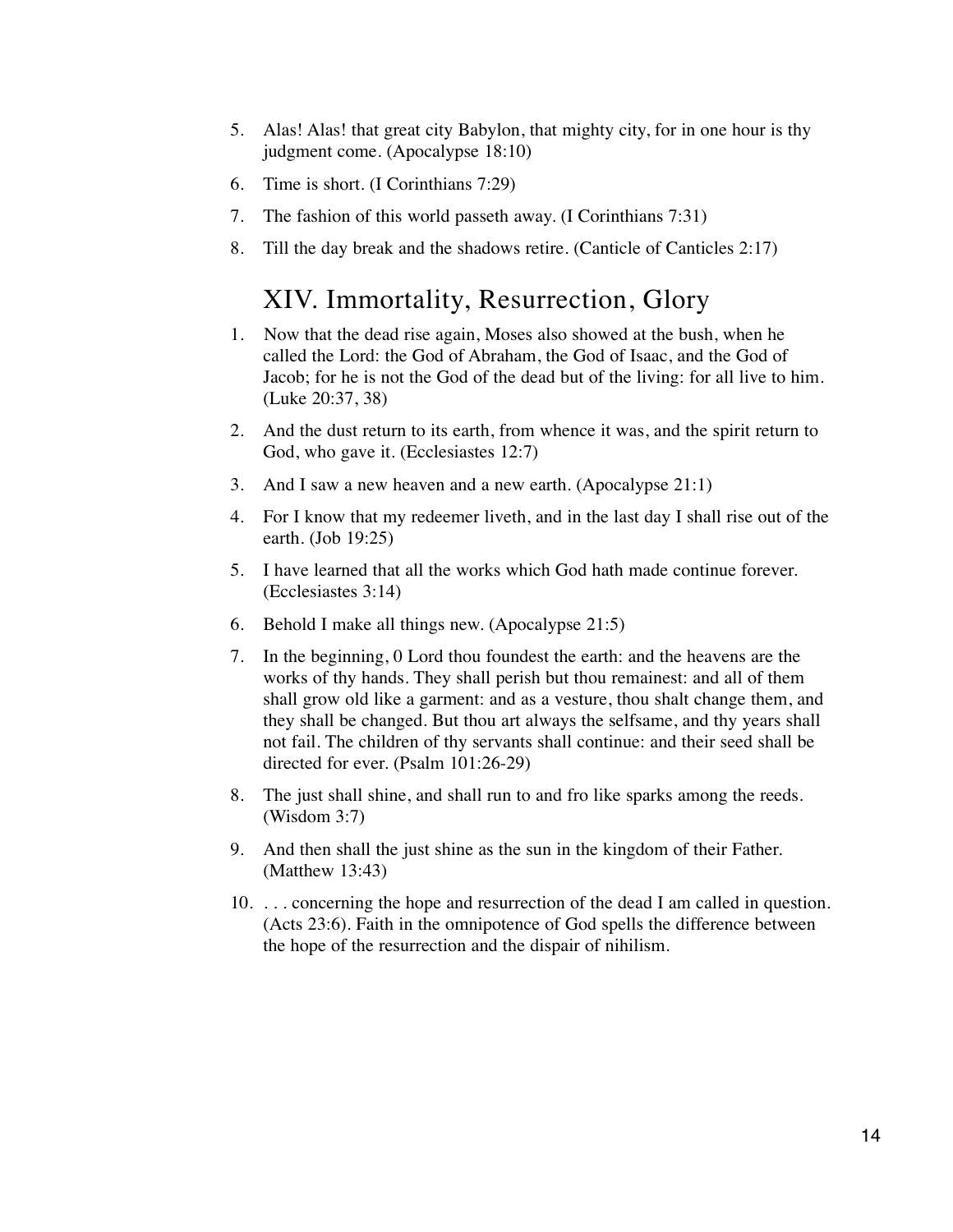5. Alas! Alas! that great city Babylon, that mighty city, for in one hour is thy judgment come. (Apocalypse 18:10)

6. Time is short. (I Corinthians 7:29)

7. The fashion of this world passeth away. (I Corinthians 7:31)

8. Till the day break and the shadows retire. (Canticle of Canticles 2:17)

## XIV. Immortality, Resurrection, Glory

1. Now that the dead rise again, Moses also showed at the bush, when he called the Lord: the God of Abraham, the God of Isaac, and the God of Jacob; for he is not the God of the dead but of the living: for all live to him. (Luke 20:37, 38)

2. And the dust return to its earth, from whence it was, and the spirit return to God, who gave it. (Ecclesiastes 12:7)

3. And I saw a new heaven and a new earth. (Apocalypse 21:1)

4. For I know that my redeemer liveth, and in the last day I shall rise out of the earth. (Job 19:25)

5. I have learned that all the works which God hath made continue forever. (Ecclesiastes 3:14)

6. Behold I make all things new. (Apocalypse 21:5)

7. In the beginning, 0 Lord thou foundest the earth: and the heavens are the works of thy hands. They shall perish but thou remainest: and all of them shall grow old like a garment: and as a vesture, thou shalt change them, and they shall be changed. But thou art always the selfsame, and thy years shall not fail. The children of thy servants shall continue: and their seed shall be directed for ever. (Psalm 101:26-29)

8. The just shall shine, and shall run to and fro like sparks among the reeds. (Wisdom 3:7)

9. And then shall the just shine as the sun in the kingdom of their Father. (Matthew 13:43)

10. . . . concerning the hope and resurrection of the dead I am called in question. (Acts 23:6). Faith in the omnipotence of God spells the difference between the hope of the resurrection and the dispair of nihilism.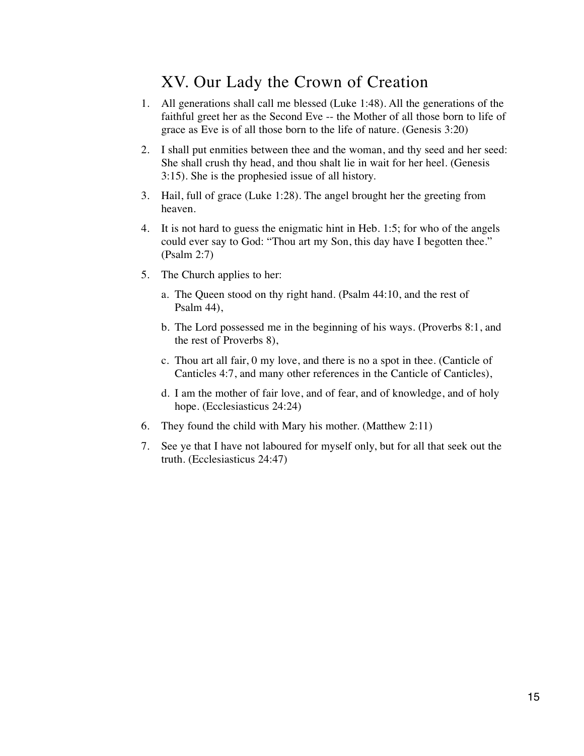## XV. Our Lady the Crown of Creation

1. All generations shall call me blessed (Luke 1:48). All the generations of the faithful greet her as the Second Eve -- the Mother of all those born to life of grace as Eve is of all those born to the life of nature. (Genesis 3:20)
2. I shall put enmities between thee and the woman, and thy seed and her seed: She shall crush thy head, and thou shalt lie in wait for her heel. (Genesis 3:15). She is the prophesied issue of all history.
3. Hail, full of grace (Luke 1:28). The angel brought her the greeting from heaven.
4. It is not hard to guess the enigmatic hint in Heb. 1:5; for who of the angels could ever say to God: "Thou art my Son, this day have I begotten thee." (Psalm 2:7)
5. The Church applies to her:
    a. The Queen stood on thy right hand. (Psalm 44:10, and the rest of Psalm 44),
    b. The Lord possessed me in the beginning of his ways. (Proverbs 8:1, and the rest of Proverbs 8),
    c. Thou art all fair, 0 my love, and there is no a spot in thee. (Canticle of Canticles 4:7, and many other references in the Canticle of Canticles),
    d. I am the mother of fair love, and of fear, and of knowledge, and of holy hope. (Ecclesiasticus 24:24)
6. They found the child with Mary his mother. (Matthew 2:11)
7. See ye that I have not laboured for myself only, but for all that seek out the truth. (Ecclesiasticus 24:47)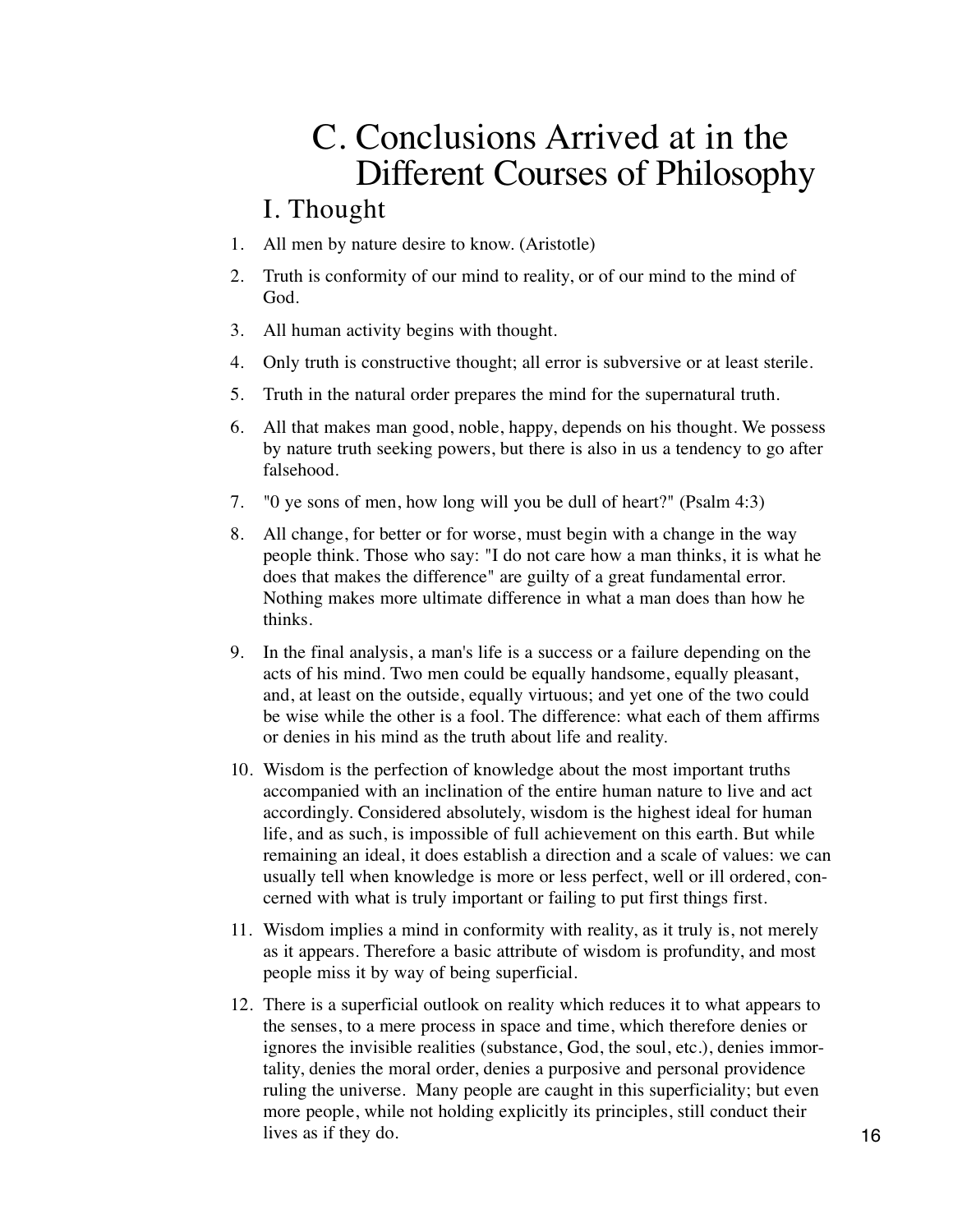# C. Conclusions Arrived at in the Different Courses of Philosophy

## I. Thought

1. All men by nature desire to know. (Aristotle)
2. Truth is conformity of our mind to reality, or of our mind to the mind of God.
3. All human activity begins with thought.
4. Only truth is constructive thought; all error is subversive or at least sterile.
5. Truth in the natural order prepares the mind for the supernatural truth.
6. All that makes man good, noble, happy, depends on his thought. We possess by nature truth seeking powers, but there is also in us a tendency to go after falsehood.
7. "0 ye sons of men, how long will you be dull of heart?" (Psalm 4:3)
8. All change, for better or for worse, must begin with a change in the way people think. Those who say: "I do not care how a man thinks, it is what he does that makes the difference" are guilty of a great fundamental error. Nothing makes more ultimate difference in what a man does than how he thinks.
9. In the final analysis, a man's life is a success or a failure depending on the acts of his mind. Two men could be equally handsome, equally pleasant, and, at least on the outside, equally virtuous; and yet one of the two could be wise while the other is a fool. The difference: what each of them affirms or denies in his mind as the truth about life and reality.
10. Wisdom is the perfection of knowledge about the most important truths accompanied with an inclination of the entire human nature to live and act accordingly. Considered absolutely, wisdom is the highest ideal for human life, and as such, is impossible of full achievement on this earth. But while remaining an ideal, it does establish a direction and a scale of values: we can usually tell when knowledge is more or less perfect, well or ill ordered, concerned with what is truly important or failing to put first things first.
11. Wisdom implies a mind in conformity with reality, as it truly is, not merely as it appears. Therefore a basic attribute of wisdom is profundity, and most people miss it by way of being superficial.
12. There is a superficial outlook on reality which reduces it to what appears to the senses, to a mere process in space and time, which therefore denies or ignores the invisible realities (substance, God, the soul, etc.), denies immortality, denies the moral order, denies a purposive and personal providence ruling the universe. Many people are caught in this superficiality; but even more people, while not holding explicitly its principles, still conduct their lives as if they do.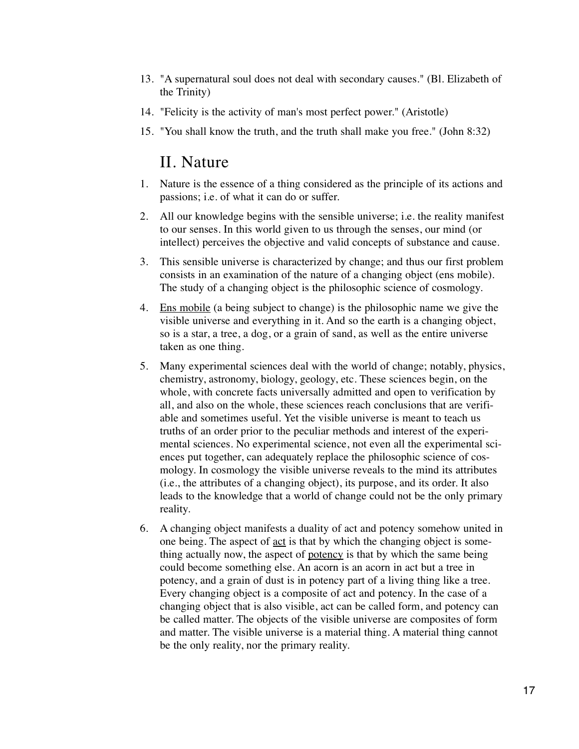13. "A supernatural soul does not deal with secondary causes." (Bl. Elizabeth of the Trinity)
14. "Felicity is the activity of man's most perfect power." (Aristotle)
15. "You shall know the truth, and the truth shall make you free." (John 8:32)

## II. Nature

1. Nature is the essence of a thing considered as the principle of its actions and passions; i.e. of what it can do or suffer.
2. All our knowledge begins with the sensible universe; i.e. the reality manifest to our senses. In this world given to us through the senses, our mind (or intellect) perceives the objective and valid concepts of substance and cause.
3. This sensible universe is characterized by change; and thus our first problem consists in an examination of the nature of a changing object (ens mobile). The study of a changing object is the philosophic science of cosmology.
4. Ens mobile (a being subject to change) is the philosophic name we give the visible universe and everything in it. And so the earth is a changing object, so is a star, a tree, a dog, or a grain of sand, as well as the entire universe taken as one thing.
5. Many experimental sciences deal with the world of change; notably, physics, chemistry, astronomy, biology, geology, etc. These sciences begin, on the whole, with concrete facts universally admitted and open to verification by all, and also on the whole, these sciences reach conclusions that are verifiable and sometimes useful. Yet the visible universe is meant to teach us truths of an order prior to the peculiar methods and interest of the experimental sciences. No experimental science, not even all the experimental sciences put together, can adequately replace the philosophic science of cosmology. In cosmology the visible universe reveals to the mind its attributes (i.e., the attributes of a changing object), its purpose, and its order. It also leads to the knowledge that a world of change could not be the only primary reality.
6. A changing object manifests a duality of act and potency somehow united in one being. The aspect of act is that by which the changing object is something actually now, the aspect of potency is that by which the same being could become something else. An acorn is an acorn in act but a tree in potency, and a grain of dust is in potency part of a living thing like a tree. Every changing object is a composite of act and potency. In the case of a changing object that is also visible, act can be called form, and potency can be called matter. The objects of the visible universe are composites of form and matter. The visible universe is a material thing. A material thing cannot be the only reality, nor the primary reality.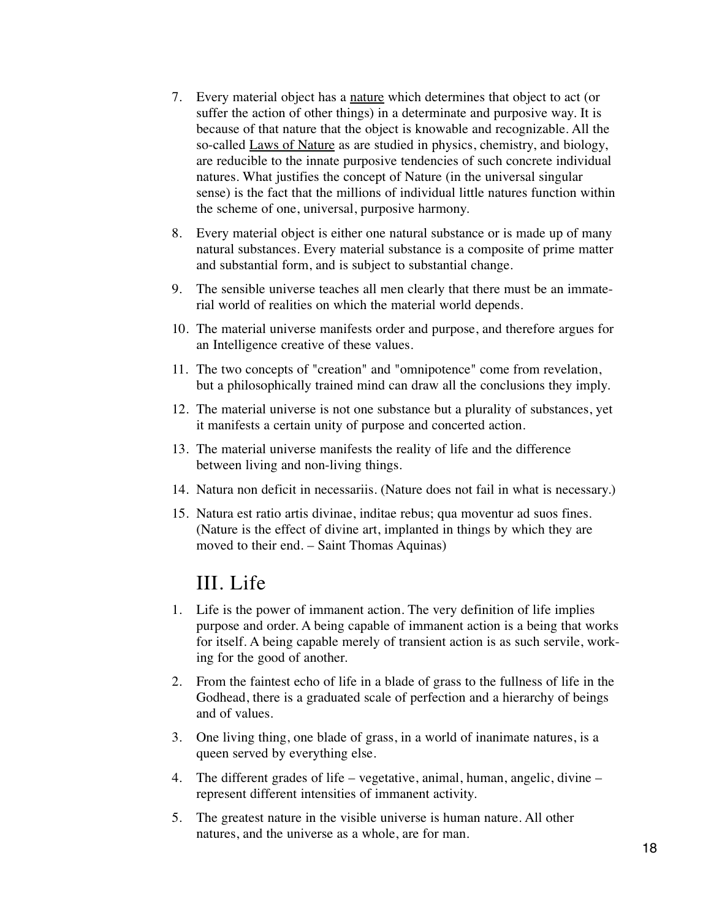7. Every material object has a <u>nature</u> which determines that object to act (or suffer the action of other things) in a determinate and purposive way. It is because of that nature that the object is knowable and recognizable. All the so-called <u>Laws of Nature</u> as are studied in physics, chemistry, and biology, are reducible to the innate purposive tendencies of such concrete individual natures. What justifies the concept of Nature (in the universal singular sense) is the fact that the millions of individual little natures function within the scheme of one, universal, purposive harmony.

8. Every material object is either one natural substance or is made up of many natural substances. Every material substance is a composite of prime matter and substantial form, and is subject to substantial change.

9. The sensible universe teaches all men clearly that there must be an immaterial world of realities on which the material world depends.

10. The material universe manifests order and purpose, and therefore argues for an Intelligence creative of these values.

11. The two concepts of "creation" and "omnipotence" come from revelation, but a philosophically trained mind can draw all the conclusions they imply.

12. The material universe is not one substance but a plurality of substances, yet it manifests a certain unity of purpose and concerted action.

13. The material universe manifests the reality of life and the difference between living and non-living things.

14. Natura non deficit in necessariis. (Nature does not fail in what is necessary.)

15. Natura est ratio artis divinae, inditae rebus; qua moventur ad suos fines. (Nature is the effect of divine art, implanted in things by which they are moved to their end. – Saint Thomas Aquinas)

## III. Life

1. Life is the power of immanent action. The very definition of life implies purpose and order. A being capable of immanent action is a being that works for itself. A being capable merely of transient action is as such servile, working for the good of another.

2. From the faintest echo of life in a blade of grass to the fullness of life in the Godhead, there is a graduated scale of perfection and a hierarchy of beings and of values.

3. One living thing, one blade of grass, in a world of inanimate natures, is a queen served by everything else.

4. The different grades of life – vegetative, animal, human, angelic, divine – represent different intensities of immanent activity.

5. The greatest nature in the visible universe is human nature. All other natures, and the universe as a whole, are for man.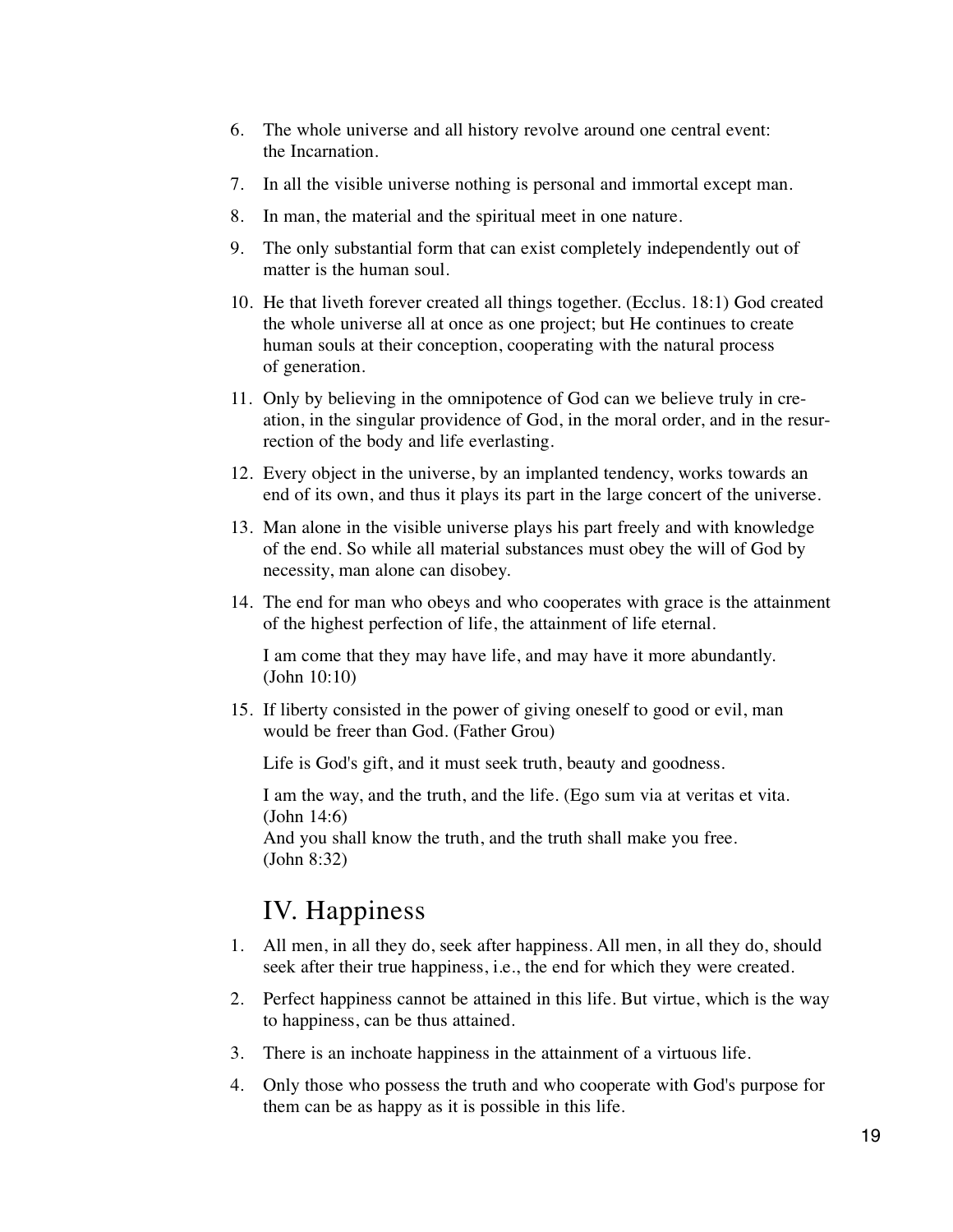6. The whole universe and all history revolve around one central event: the Incarnation.

7. In all the visible universe nothing is personal and immortal except man.

8. In man, the material and the spiritual meet in one nature.

9. The only substantial form that can exist completely independently out of matter is the human soul.

10. He that liveth forever created all things together. (Ecclus. 18:1) God created the whole universe all at once as one project; but He continues to create human souls at their conception, cooperating with the natural process of generation.

11. Only by believing in the omnipotence of God can we believe truly in creation, in the singular providence of God, in the moral order, and in the resurrection of the body and life everlasting.

12. Every object in the universe, by an implanted tendency, works towards an end of its own, and thus it plays its part in the large concert of the universe.

13. Man alone in the visible universe plays his part freely and with knowledge of the end. So while all material substances must obey the will of God by necessity, man alone can disobey.

14. The end for man who obeys and who cooperates with grace is the attainment of the highest perfection of life, the attainment of life eternal.

    I am come that they may have life, and may have it more abundantly. (John 10:10)

15. If liberty consisted in the power of giving oneself to good or evil, man would be freer than God. (Father Grou)

    Life is God's gift, and it must seek truth, beauty and goodness.

    I am the way, and the truth, and the life. (Ego sum via at veritas et vita. (John 14:6)
    And you shall know the truth, and the truth shall make you free. (John 8:32)

## IV. Happiness

1. All men, in all they do, seek after happiness. All men, in all they do, should seek after their true happiness, i.e., the end for which they were created.

2. Perfect happiness cannot be attained in this life. But virtue, which is the way to happiness, can be thus attained.

3. There is an inchoate happiness in the attainment of a virtuous life.

4. Only those who possess the truth and who cooperate with God's purpose for them can be as happy as it is possible in this life.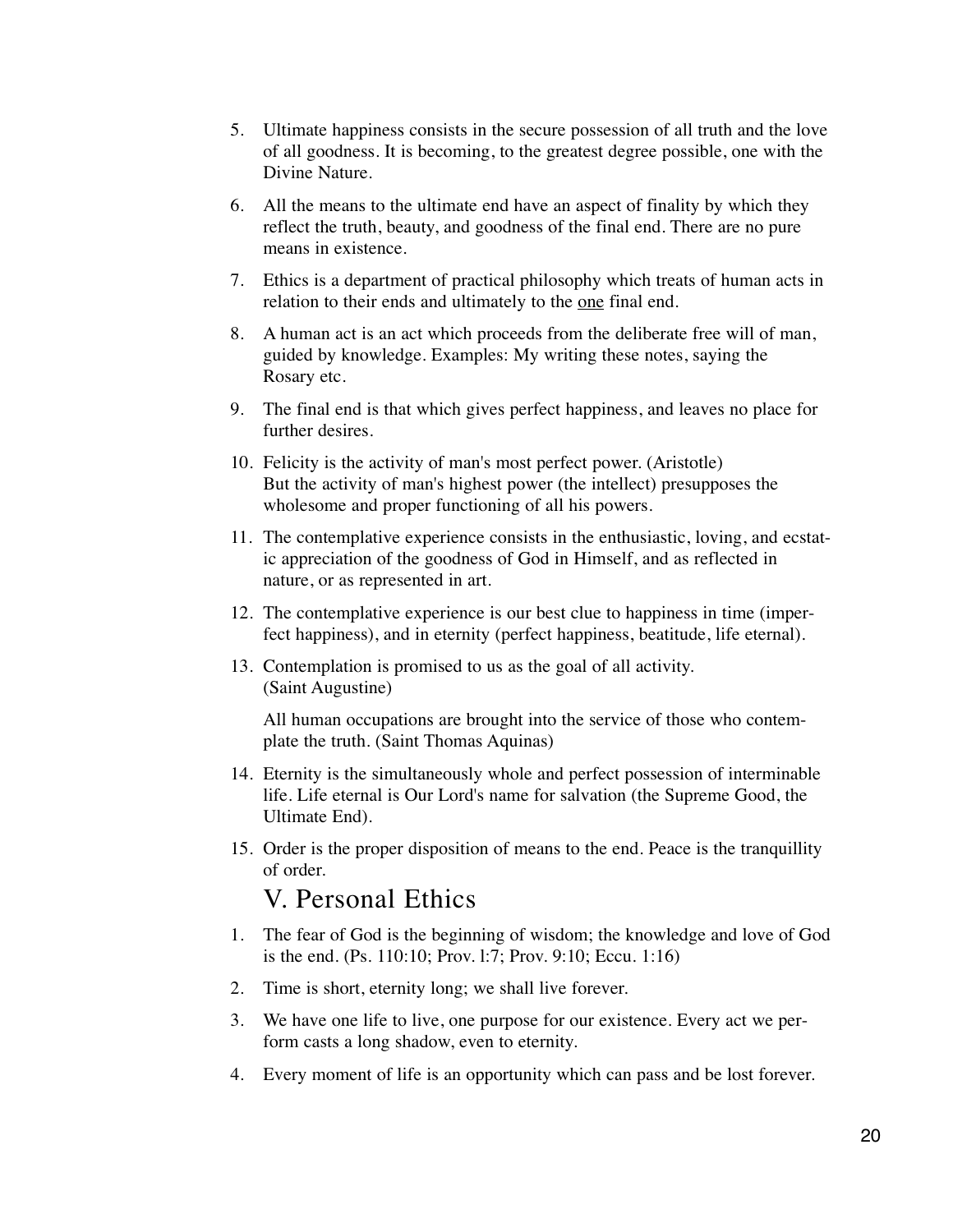5. Ultimate happiness consists in the secure possession of all truth and the love of all goodness. It is becoming, to the greatest degree possible, one with the Divine Nature.

6. All the means to the ultimate end have an aspect of finality by which they reflect the truth, beauty, and goodness of the final end. There are no pure means in existence.

7. Ethics is a department of practical philosophy which treats of human acts in relation to their ends and ultimately to the <u>one</u> final end.

8. A human act is an act which proceeds from the deliberate free will of man, guided by knowledge. Examples: My writing these notes, saying the Rosary etc.

9. The final end is that which gives perfect happiness, and leaves no place for further desires.

10. Felicity is the activity of man's most perfect power. (Aristotle)
    But the activity of man's highest power (the intellect) presupposes the wholesome and proper functioning of all his powers.

11. The contemplative experience consists in the enthusiastic, loving, and ecstatic appreciation of the goodness of God in Himself, and as reflected in nature, or as represented in art.

12. The contemplative experience is our best clue to happiness in time (imperfect happiness), and in eternity (perfect happiness, beatitude, life eternal).

13. Contemplation is promised to us as the goal of all activity. (Saint Augustine)

    All human occupations are brought into the service of those who contemplate the truth. (Saint Thomas Aquinas)

14. Eternity is the simultaneously whole and perfect possession of interminable life. Life eternal is Our Lord's name for salvation (the Supreme Good, the Ultimate End).

15. Order is the proper disposition of means to the end. Peace is the tranquillity of order.

## V. Personal Ethics

1. The fear of God is the beginning of wisdom; the knowledge and love of God is the end. (Ps. 110:10; Prov. l:7; Prov. 9:10; Eccu. 1:16)

2. Time is short, eternity long; we shall live forever.

3. We have one life to live, one purpose for our existence. Every act we perform casts a long shadow, even to eternity.

4. Every moment of life is an opportunity which can pass and be lost forever.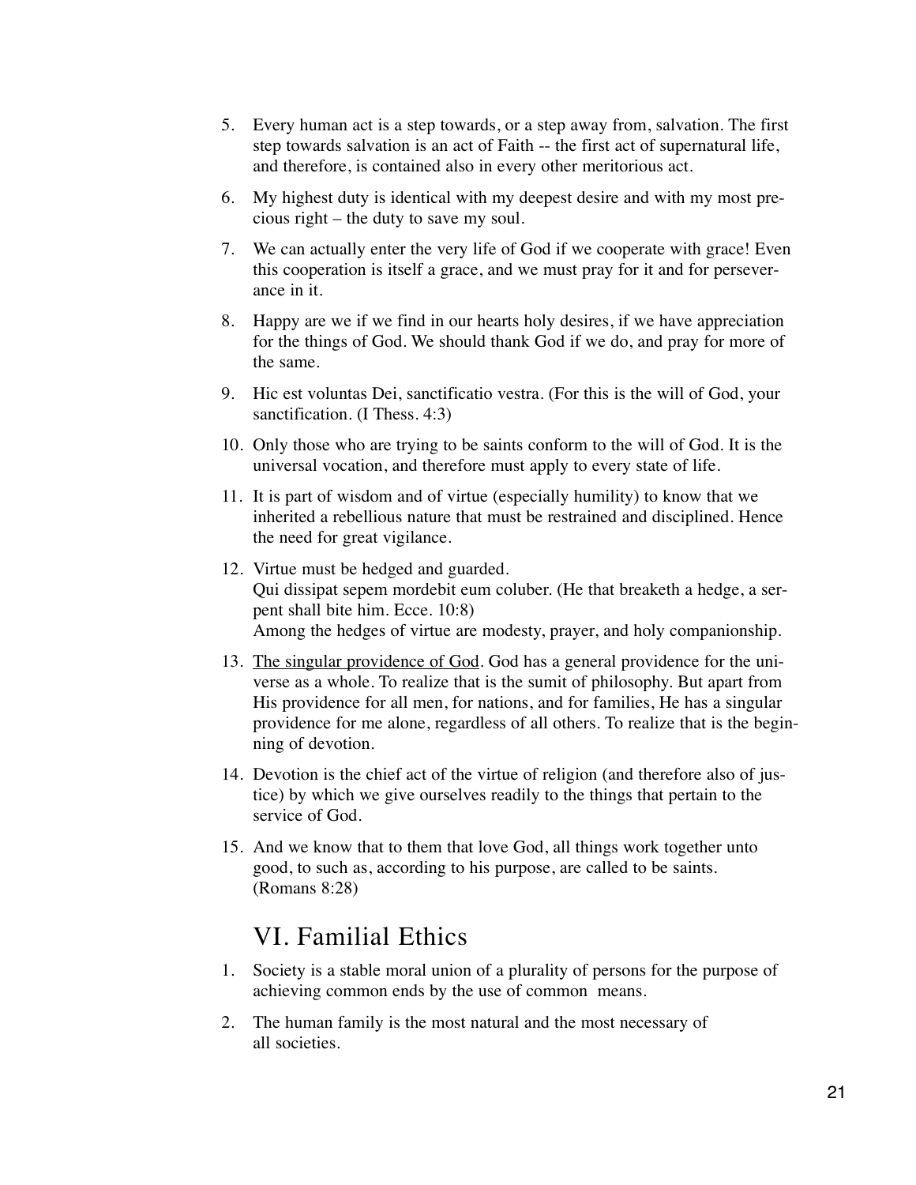5. Every human act is a step towards, or a step away from, salvation. The first step towards salvation is an act of Faith -- the first act of supernatural life, and therefore, is contained also in every other meritorious act.

6. My highest duty is identical with my deepest desire and with my most precious right – the duty to save my soul.

7. We can actually enter the very life of God if we cooperate with grace! Even this cooperation is itself a grace, and we must pray for it and for perseverance in it.

8. Happy are we if we find in our hearts holy desires, if we have appreciation for the things of God. We should thank God if we do, and pray for more of the same.

9. Hic est voluntas Dei, sanctificatio vestra. (For this is the will of God, your sanctification. (I Thess. 4:3)

10. Only those who are trying to be saints conform to the will of God. It is the universal vocation, and therefore must apply to every state of life.

11. It is part of wisdom and of virtue (especially humility) to know that we inherited a rebellious nature that must be restrained and disciplined. Hence the need for great vigilance.

12. Virtue must be hedged and guarded.
    Qui dissipat sepem mordebit eum coluber. (He that breaketh a hedge, a serpent shall bite him. Ecce. 10:8)
    Among the hedges of virtue are modesty, prayer, and holy companionship.

13. <u>The singular providence of God</u>. God has a general providence for the universe as a whole. To realize that is the sumit of philosophy. But apart from His providence for all men, for nations, and for families, He has a singular providence for me alone, regardless of all others. To realize that is the beginning of devotion.

14. Devotion is the chief act of the virtue of religion (and therefore also of justice) by which we give ourselves readily to the things that pertain to the service of God.

15. And we know that to them that love God, all things work together unto good, to such as, according to his purpose, are called to be saints. (Romans 8:28)

## VI. Familial Ethics

1. Society is a stable moral union of a plurality of persons for the purpose of achieving common ends by the use of common means.

2. The human family is the most natural and the most necessary of all societies.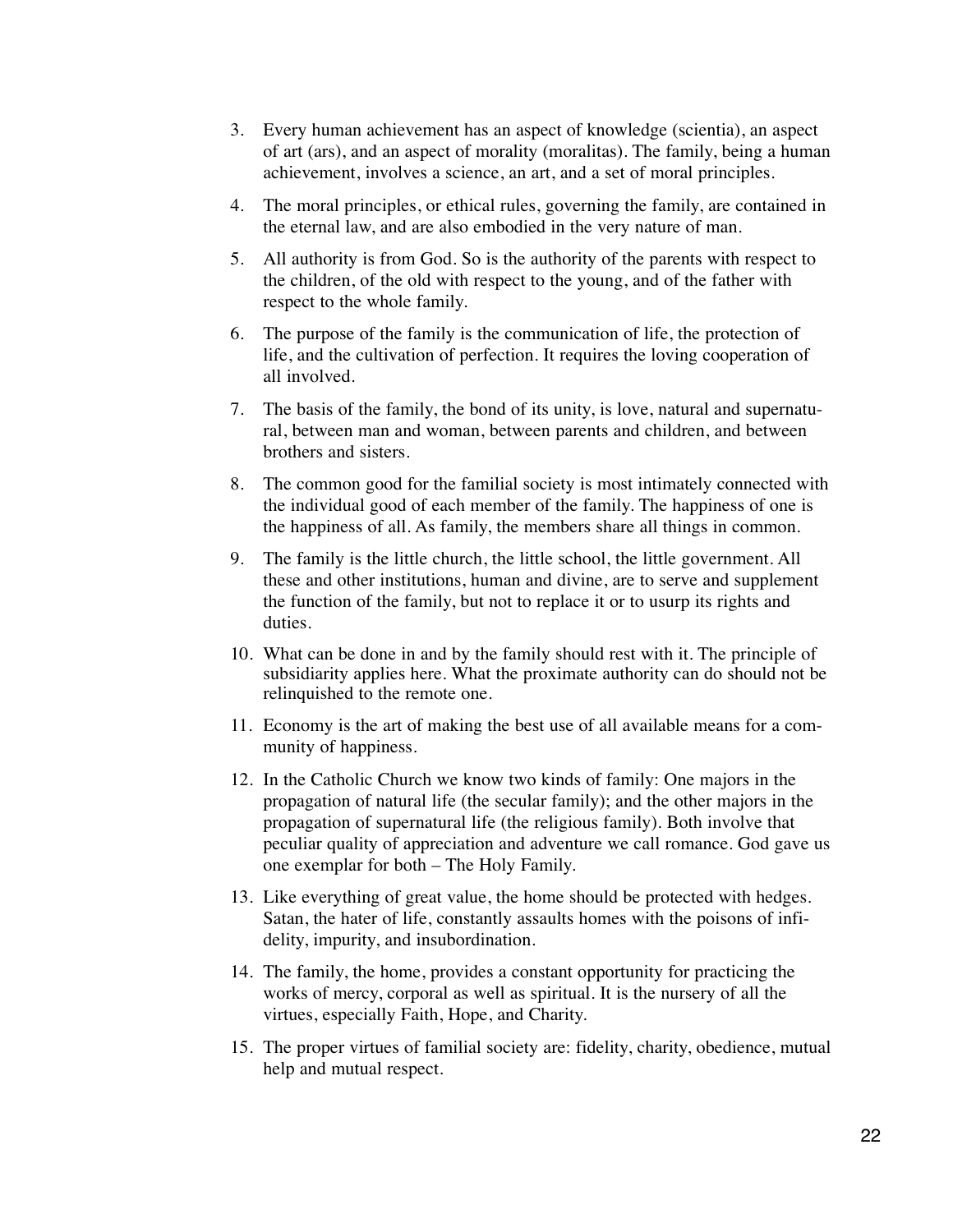3. Every human achievement has an aspect of knowledge (scientia), an aspect of art (ars), and an aspect of morality (moralitas). The family, being a human achievement, involves a science, an art, and a set of moral principles.

4. The moral principles, or ethical rules, governing the family, are contained in the eternal law, and are also embodied in the very nature of man.

5. All authority is from God. So is the authority of the parents with respect to the children, of the old with respect to the young, and of the father with respect to the whole family.

6. The purpose of the family is the communication of life, the protection of life, and the cultivation of perfection. It requires the loving cooperation of all involved.

7. The basis of the family, the bond of its unity, is love, natural and supernatural, between man and woman, between parents and children, and between brothers and sisters.

8. The common good for the familial society is most intimately connected with the individual good of each member of the family. The happiness of one is the happiness of all. As family, the members share all things in common.

9. The family is the little church, the little school, the little government. All these and other institutions, human and divine, are to serve and supplement the function of the family, but not to replace it or to usurp its rights and duties.

10. What can be done in and by the family should rest with it. The principle of subsidiarity applies here. What the proximate authority can do should not be relinquished to the remote one.

11. Economy is the art of making the best use of all available means for a community of happiness.

12. In the Catholic Church we know two kinds of family: One majors in the propagation of natural life (the secular family); and the other majors in the propagation of supernatural life (the religious family). Both involve that peculiar quality of appreciation and adventure we call romance. God gave us one exemplar for both – The Holy Family.

13. Like everything of great value, the home should be protected with hedges. Satan, the hater of life, constantly assaults homes with the poisons of infidelity, impurity, and insubordination.

14. The family, the home, provides a constant opportunity for practicing the works of mercy, corporal as well as spiritual. It is the nursery of all the virtues, especially Faith, Hope, and Charity.

15. The proper virtues of familial society are: fidelity, charity, obedience, mutual help and mutual respect.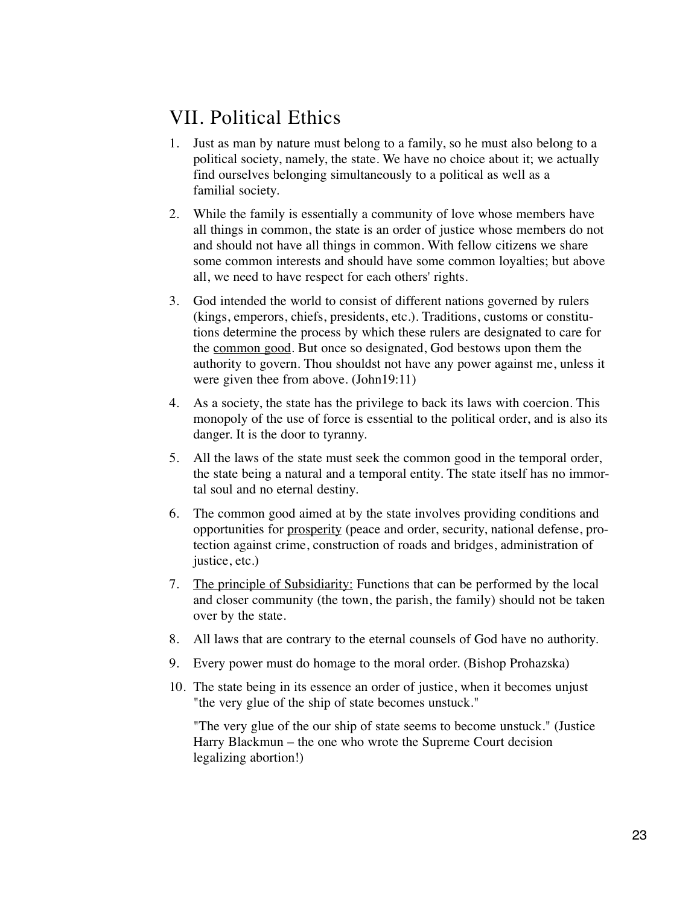## VII. Political Ethics

1. Just as man by nature must belong to a family, so he must also belong to a political society, namely, the state. We have no choice about it; we actually find ourselves belonging simultaneously to a political as well as a familial society.

2. While the family is essentially a community of love whose members have all things in common, the state is an order of justice whose members do not and should not have all things in common. With fellow citizens we share some common interests and should have some common loyalties; but above all, we need to have respect for each others' rights.

3. God intended the world to consist of different nations governed by rulers (kings, emperors, chiefs, presidents, etc.). Traditions, customs or constitutions determine the process by which these rulers are designated to care for the <u>common good</u>. But once so designated, God bestows upon them the authority to govern. Thou shouldst not have any power against me, unless it were given thee from above. (John19:11)

4. As a society, the state has the privilege to back its laws with coercion. This monopoly of the use of force is essential to the political order, and is also its danger. It is the door to tyranny.

5. All the laws of the state must seek the common good in the temporal order, the state being a natural and a temporal entity. The state itself has no immortal soul and no eternal destiny.

6. The common good aimed at by the state involves providing conditions and opportunities for <u>prosperity</u> (peace and order, security, national defense, protection against crime, construction of roads and bridges, administration of justice, etc.)

7. <u>The principle of Subsidiarity:</u> Functions that can be performed by the local and closer community (the town, the parish, the family) should not be taken over by the state.

8. All laws that are contrary to the eternal counsels of God have no authority.

9. Every power must do homage to the moral order. (Bishop Prohazska)

10. The state being in its essence an order of justice, when it becomes unjust "the very glue of the ship of state becomes unstuck."

    "The very glue of the our ship of state seems to become unstuck." (Justice Harry Blackmun – the one who wrote the Supreme Court decision legalizing abortion!)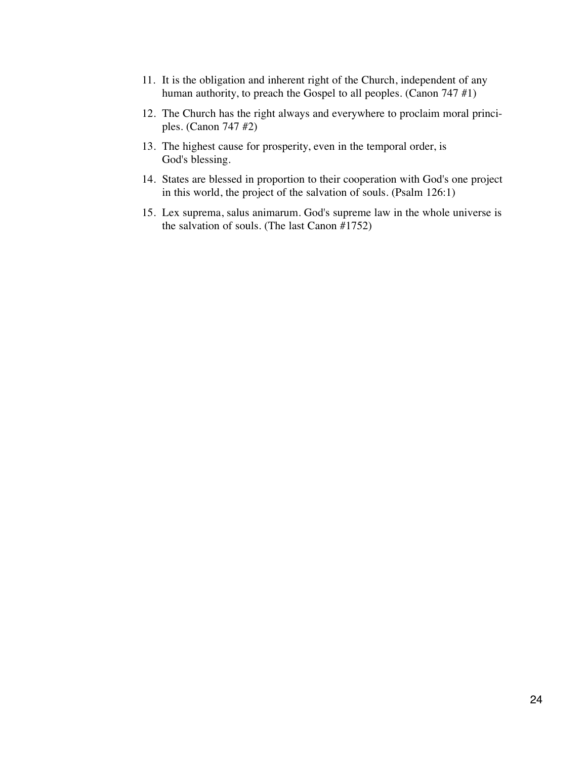11. It is the obligation and inherent right of the Church, independent of any human authority, to preach the Gospel to all peoples. (Canon 747 #1)
12. The Church has the right always and everywhere to proclaim moral principles. (Canon 747 #2)
13. The highest cause for prosperity, even in the temporal order, is God's blessing.
14. States are blessed in proportion to their cooperation with God's one project in this world, the project of the salvation of souls. (Psalm 126:1)
15. Lex suprema, salus animarum. God's supreme law in the whole universe is the salvation of souls. (The last Canon #1752)